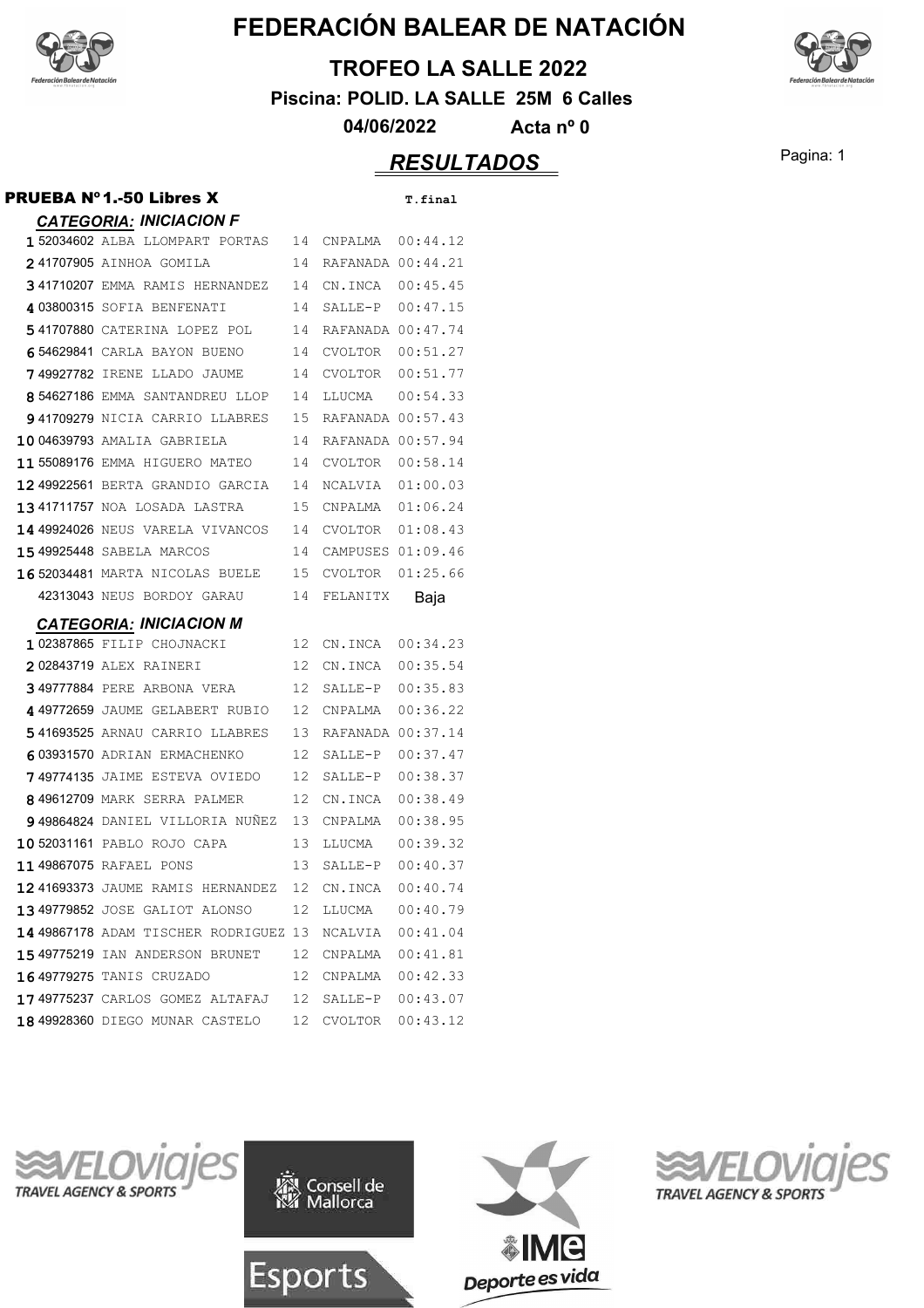# FEDERACIÓN BALEAR DE NATACIÓN

## TROFEO LA SALLE 2022

**Piscina: POLID. LA SALLE 25M 6 Calles**

**04/06/2022 Acta nº 0**

## *RESULTADOS*

### PRUEBA Nº1.-50 Libres X

#### *CATEGORIA: INICIACION F*

| Pos. | Licencia | Nombre | Año | Club | T.final |
|---|---|---|---|---|---|
| 1 | 52034602 | ALBA LLOMPART PORTAS | 14 | CNPALMA | 00:44.12 |
| 2 | 41707905 | AINHOA GOMILA | 14 | RAFANADA | 00:44.21 |
| 3 | 41710207 | EMMA RAMIS HERNANDEZ | 14 | CN.INCA | 00:45.45 |
| 4 | 03800315 | SOFIA BENFENATI | 14 | SALLE-P | 00:47.15 |
| 5 | 41707880 | CATERINA LOPEZ POL | 14 | RAFANADA | 00:47.74 |
| 6 | 54629841 | CARLA BAYON BUENO | 14 | CVOLTOR | 00:51.27 |
| 7 | 49927782 | IRENE LLADO JAUME | 14 | CVOLTOR | 00:51.77 |
| 8 | 54627186 | EMMA SANTANDREU LLOP | 14 | LLUCMA | 00:54.33 |
| 9 | 41709279 | NICIA CARRIO LLABRES | 15 | RAFANADA | 00:57.43 |
| 10 | 04639793 | AMALIA GABRIELA | 14 | RAFANADA | 00:57.94 |
| 11 | 55089176 | EMMA HIGUERO MATEO | 14 | CVOLTOR | 00:58.14 |
| 12 | 49922561 | BERTA GRANDIO GARCIA | 14 | NCALVIA | 01:00.03 |
| 13 | 41711757 | NOA LOSADA LASTRA | 15 | CNPALMA | 01:06.24 |
| 14 | 49924026 | NEUS VARELA VIVANCOS | 14 | CVOLTOR | 01:08.43 |
| 15 | 49925448 | SABELA MARCOS | 14 | CAMPUSES | 01:09.46 |
| 16 | 52034481 | MARTA NICOLAS BUELE | 15 | CVOLTOR | 01:25.66 |
| | 42313043 | NEUS BORDOY GARAU | 14 | FELANITX | Baja |

#### *CATEGORIA: INICIACION M*

| Pos. | Licencia | Nombre | Año | Club | T.final |
|---|---|---|---|---|---|
| 1 | 02387865 | FILIP CHOJNACKI | 12 | CN.INCA | 00:34.23 |
| 2 | 02843719 | ALEX RAINERI | 12 | CN.INCA | 00:35.54 |
| 3 | 49777884 | PERE ARBONA VERA | 12 | SALLE-P | 00:35.83 |
| 4 | 49772659 | JAUME GELABERT RUBIO | 12 | CNPALMA | 00:36.22 |
| 5 | 41693525 | ARNAU CARRIO LLABRES | 13 | RAFANADA | 00:37.14 |
| 6 | 03931570 | ADRIAN ERMACHENKO | 12 | SALLE-P | 00:37.47 |
| 7 | 49774135 | JAIME ESTEVA OVIEDO | 12 | SALLE-P | 00:38.37 |
| 8 | 49612709 | MARK SERRA PALMER | 12 | CN.INCA | 00:38.49 |
| 9 | 49864824 | DANIEL VILLORIA NUÑEZ | 13 | CNPALMA | 00:38.95 |
| 10 | 52031161 | PABLO ROJO CAPA | 13 | LLUCMA | 00:39.32 |
| 11 | 49867075 | RAFAEL PONS | 13 | SALLE-P | 00:40.37 |
| 12 | 41693373 | JAUME RAMIS HERNANDEZ | 12 | CN.INCA | 00:40.74 |
| 13 | 49779852 | JOSE GALIOT ALONSO | 12 | LLUCMA | 00:40.79 |
| 14 | 49867178 | ADAM TISCHER RODRIGUEZ | 13 | NCALVIA | 00:41.04 |
| 15 | 49775219 | IAN ANDERSON BRUNET | 12 | CNPALMA | 00:41.81 |
| 16 | 49779275 | TANIS CRUZADO | 12 | CNPALMA | 00:42.33 |
| 17 | 49775237 | CARLOS GOMEZ ALTAFAJ | 12 | SALLE-P | 00:43.07 |
| 18 | 49928360 | DIEGO MUNAR CASTELO | 12 | CVOLTOR | 00:43.12 |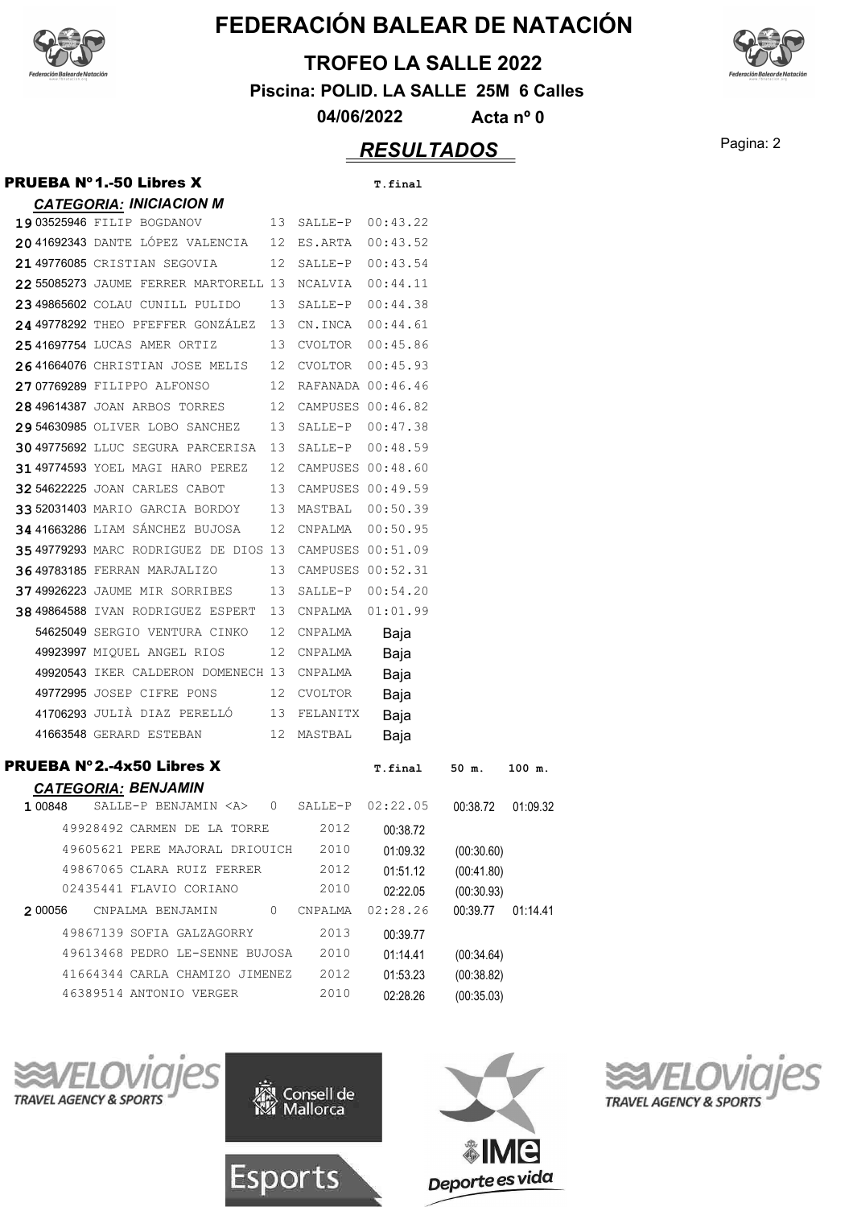# FEDERACIÓN BALEAR DE NATACIÓN

## TROFEO LA SALLE 2022

**Piscina: POLID. LA SALLE 25M 6 Calles**

**04/06/2022 Acta nº 0**

## *RESULTADOS*

### PRUEBA Nº1.-50 Libres X

**CATEGORIA: INICIACION M**

| Pos | Licencia | Nombre | Edad | Club | T.final |
|---|---|---|---|---|---|
| 19 | 03525946 | FILIP BOGDANOV | 13 | SALLE-P | 00:43.22 |
| 20 | 41692343 | DANTE LÓPEZ VALENCIA | 12 | ES.ARTA | 00:43.52 |
| 21 | 49776085 | CRISTIAN SEGOVIA | 12 | SALLE-P | 00:43.54 |
| 22 | 55085273 | JAUME FERRER MARTORELL | 13 | NCALVIA | 00:44.11 |
| 23 | 49865602 | COLAU CUNILL PULIDO | 13 | SALLE-P | 00:44.38 |
| 24 | 49778292 | THEO PFEFFER GONZÁLEZ | 13 | CN.INCA | 00:44.61 |
| 25 | 41697754 | LUCAS AMER ORTIZ | 13 | CVOLTOR | 00:45.86 |
| 26 | 41664076 | CHRISTIAN JOSE MELIS | 12 | CVOLTOR | 00:45.93 |
| 27 | 07769289 | FILIPPO ALFONSO | 12 | RAFANADA | 00:46.46 |
| 28 | 49614387 | JOAN ARBOS TORRES | 12 | CAMPUSES | 00:46.82 |
| 29 | 54630985 | OLIVER LOBO SANCHEZ | 13 | SALLE-P | 00:47.38 |
| 30 | 49775692 | LLUC SEGURA PARCERISA | 13 | SALLE-P | 00:48.59 |
| 31 | 49774593 | YOEL MAGI HARO PEREZ | 12 | CAMPUSES | 00:48.60 |
| 32 | 54622225 | JOAN CARLES CABOT | 13 | CAMPUSES | 00:49.59 |
| 33 | 52031403 | MARIO GARCIA BORDOY | 13 | MASTBAL | 00:50.39 |
| 34 | 41663286 | LIAM SÁNCHEZ BUJOSA | 12 | CNPALMA | 00:50.95 |
| 35 | 49779293 | MARC RODRIGUEZ DE DIOS | 13 | CAMPUSES | 00:51.09 |
| 36 | 49783185 | FERRAN MARJALIZO | 13 | CAMPUSES | 00:52.31 |
| 37 | 49926223 | JAUME MIR SORRIBES | 13 | SALLE-P | 00:54.20 |
| 38 | 49864588 | IVAN RODRIGUEZ ESPERT | 13 | CNPALMA | 01:01.99 |
| | 54625049 | SERGIO VENTURA CINKO | 12 | CNPALMA | Baja |
| | 49923997 | MIQUEL ANGEL RIOS | 12 | CNPALMA | Baja |
| | 49920543 | IKER CALDERON DOMENECH | 13 | CNPALMA | Baja |
| | 49772995 | JOSEP CIFRE PONS | 12 | CVOLTOR | Baja |
| | 41706293 | JULIÀ DIAZ PERELLÓ | 13 | FELANITX | Baja |
| | 41663548 | GERARD ESTEBAN | 12 | MASTBAL | Baja |

### PRUEBA Nº2.-4x50 Libres X

**CATEGORIA: BENJAMIN**

| Pos | Licencia | Nombre | Año | Club | T.final | 50 m. | 100 m. |
|---|---|---|---|---|---|---|---|
| 1 | 00848 | SALLE-P BENJAMIN <A> | 0 | SALLE-P | 02:22.05 | 00:38.72 | 01:09.32 |
| | | 49928492 CARMEN DE LA TORRE | 2012 | | 00:38.72 | | |
| | | 49605621 PERE MAJORAL DRIOUICH | 2010 | | 01:09.32 | (00:30.60) | |
| | | 49867065 CLARA RUIZ FERRER | 2012 | | 01:51.12 | (00:41.80) | |
| | | 02435441 FLAVIO CORIANO | 2010 | | 02:22.05 | (00:30.93) | |
| 2 | 00056 | CNPALMA BENJAMIN | 0 | CNPALMA | 02:28.26 | 00:39.77 | 01:14.41 |
| | | 49867139 SOFIA GALZAGORRY | 2013 | | 00:39.77 | | |
| | | 49613468 PEDRO LE-SENNE BUJOSA | 2010 | | 01:14.41 | (00:34.64) | |
| | | 41664344 CARLA CHAMIZO JIMENEZ | 2012 | | 01:53.23 | (00:38.82) | |
| | | 46389514 ANTONIO VERGER | 2010 | | 02:28.26 | (00:35.03) | |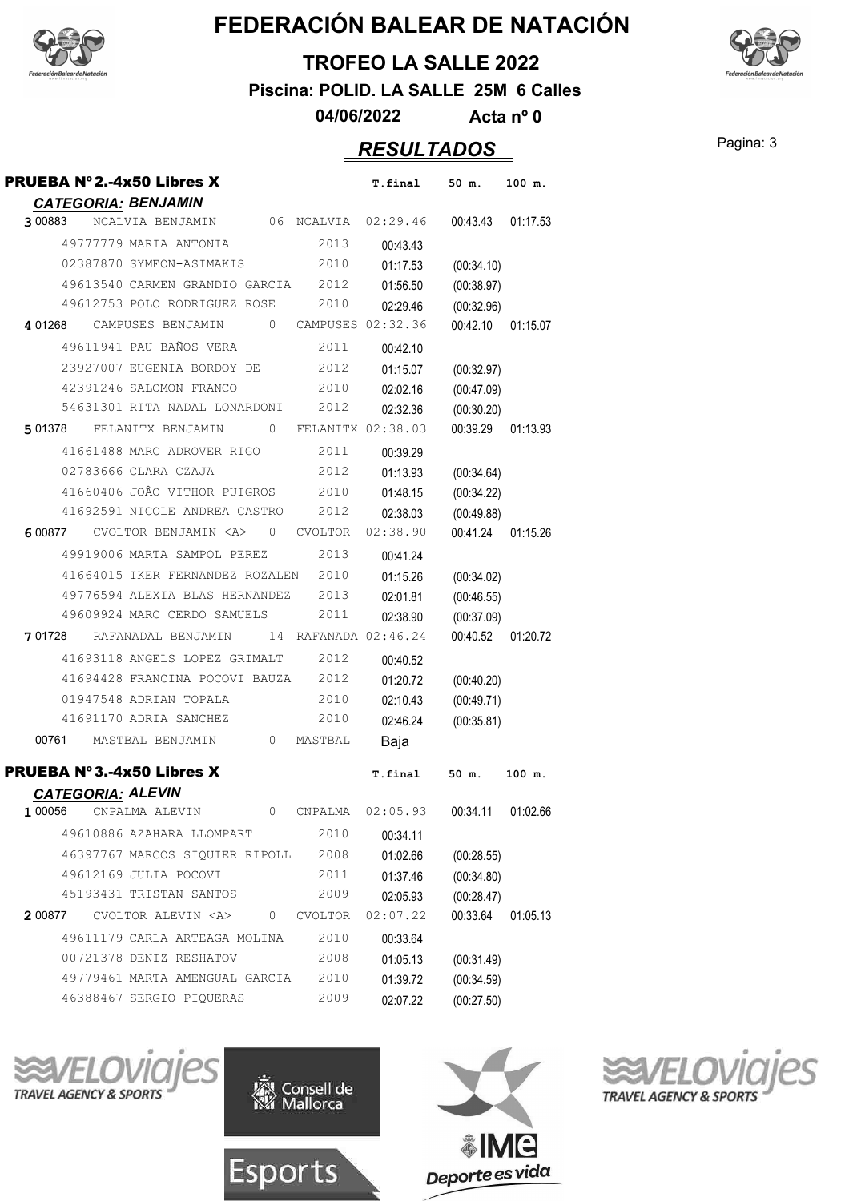# FEDERACIÓN BALEAR DE NATACIÓN

## TROFEO LA SALLE 2022

**Piscina: POLID. LA SALLE 25M 6 Calles**

**04/06/2022 Acta nº 0**

## *RESULTADOS*

### PRUEBA Nº 2.-4x50 Libres X

***CATEGORIA: BENJAMIN***

| Pos. | Código | Nombre | Año | Club | T.final | 50 m. | 100 m. |
|---|---|---|---|---|---|---|---|
| 3 | 00883 | NCALVIA BENJAMIN | 06 | NCALVIA | 02:29.46 | 00:43.43 | 01:17.53 |
| | 49777779 | MARIA ANTONIA | 2013 | | 00:43.43 | | |
| | 02387870 | SYMEON-ASIMAKIS | 2010 | | 01:17.53 | (00:34.10) | |
| | 49613540 | CARMEN GRANDIO GARCIA | 2012 | | 01:56.50 | (00:38.97) | |
| | 49612753 | POLO RODRIGUEZ ROSE | 2010 | | 02:29.46 | (00:32.96) | |
| 4 | 01268 | CAMPUSES BENJAMIN | 0 | CAMPUSES | 02:32.36 | 00:42.10 | 01:15.07 |
| | 49611941 | PAU BAÑOS VERA | 2011 | | 00:42.10 | | |
| | 23927007 | EUGENIA BORDOY DE | 2012 | | 01:15.07 | (00:32.97) | |
| | 42391246 | SALOMON FRANCO | 2010 | | 02:02.16 | (00:47.09) | |
| | 54631301 | RITA NADAL LONARDONI | 2012 | | 02:32.36 | (00:30.20) | |
| 5 | 01378 | FELANITX BENJAMIN | 0 | FELANITX | 02:38.03 | 00:39.29 | 01:13.93 |
| | 41661488 | MARC ADROVER RIGO | 2011 | | 00:39.29 | | |
| | 02783666 | CLARA CZAJA | 2012 | | 01:13.93 | (00:34.64) | |
| | 41660406 | JOÂO VITHOR PUIGROS | 2010 | | 01:48.15 | (00:34.22) | |
| | 41692591 | NICOLE ANDREA CASTRO | 2012 | | 02:38.03 | (00:49.88) | |
| 6 | 00877 | CVOLTOR BENJAMIN <A> | 0 | CVOLTOR | 02:38.90 | 00:41.24 | 01:15.26 |
| | 49919006 | MARTA SAMPOL PEREZ | 2013 | | 00:41.24 | | |
| | 41664015 | IKER FERNANDEZ ROZALEN | 2010 | | 01:15.26 | (00:34.02) | |
| | 49776594 | ALEXIA BLAS HERNANDEZ | 2013 | | 02:01.81 | (00:46.55) | |
| | 49609924 | MARC CERDO SAMUELS | 2011 | | 02:38.90 | (00:37.09) | |
| 7 | 01728 | RAFANADAL BENJAMIN | 14 | RAFANADA | 02:46.24 | 00:40.52 | 01:20.72 |
| | 41693118 | ANGELS LOPEZ GRIMALT | 2012 | | 00:40.52 | | |
| | 41694428 | FRANCINA POCOVI BAUZA | 2012 | | 01:20.72 | (00:40.20) | |
| | 01947548 | ADRIAN TOPALA | 2010 | | 02:10.43 | (00:49.71) | |
| | 41691170 | ADRIA SANCHEZ | 2010 | | 02:46.24 | (00:35.81) | |
| | 00761 | MASTBAL BENJAMIN | 0 | MASTBAL | Baja | | |

### PRUEBA Nº 3.-4x50 Libres X

***CATEGORIA: ALEVIN***

| Pos. | Código | Nombre | Año | Club | T.final | 50 m. | 100 m. |
|---|---|---|---|---|---|---|---|
| 1 | 00056 | CNPALMA ALEVIN | 0 | CNPALMA | 02:05.93 | 00:34.11 | 01:02.66 |
| | 49610886 | AZAHARA LLOMPART | 2010 | | 00:34.11 | | |
| | 46397767 | MARCOS SIQUIER RIPOLL | 2008 | | 01:02.66 | (00:28.55) | |
| | 49612169 | JULIA POCOVI | 2011 | | 01:37.46 | (00:34.80) | |
| | 45193431 | TRISTAN SANTOS | 2009 | | 02:05.93 | (00:28.47) | |
| 2 | 00877 | CVOLTOR ALEVIN <A> | 0 | CVOLTOR | 02:07.22 | 00:33.64 | 01:05.13 |
| | 49611179 | CARLA ARTEAGA MOLINA | 2010 | | 00:33.64 | | |
| | 00721378 | DENIZ RESHATOV | 2008 | | 01:05.13 | (00:31.49) | |
| | 49779461 | MARTA AMENGUAL GARCIA | 2010 | | 01:39.72 | (00:34.59) | |
| | 46388467 | SERGIO PIQUERAS | 2009 | | 02:07.22 | (00:27.50) | |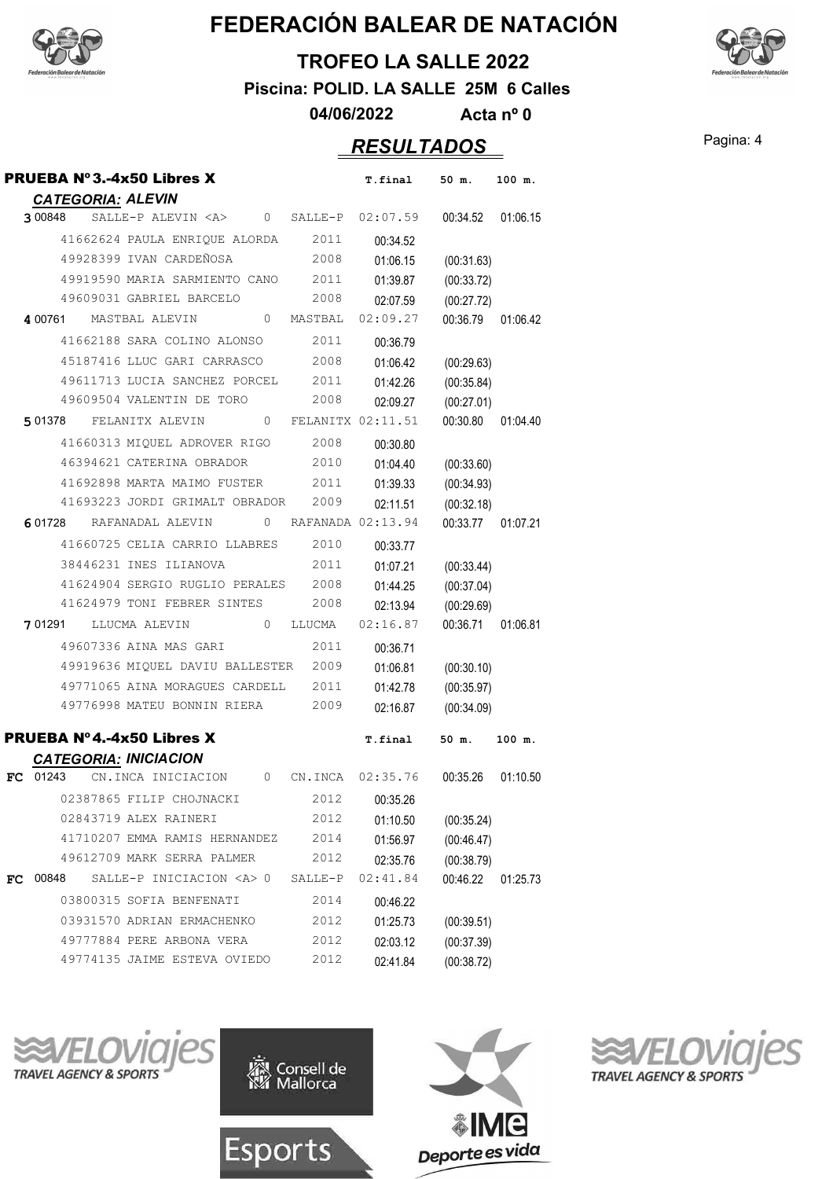# FEDERACIÓN BALEAR DE NATACIÓN

## TROFEO LA SALLE 2022

**Piscina: POLID. LA SALLE 25M 6 Calles**

**04/06/2022 Acta nº 0**

## *RESULTADOS*

### PRUEBA Nº3.-4x50 Libres X

***CATEGORIA: ALEVIN***

| Pos | Código | Equipo / Nadador | | Club / Año | T.final | 50 m. | 100 m. |
|---|---|---|---|---|---|---|---|
| 3 | 00848 | SALLE-P ALEVIN <A> | 0 | SALLE-P | 02:07.59 | 00:34.52 | 01:06.15 |
| | | 41662624 PAULA ENRIQUE ALORDA | | 2011 | 00:34.52 | | |
| | | 49928399 IVAN CARDEÑOSA | | 2008 | 01:06.15 | (00:31.63) | |
| | | 49919590 MARIA SARMIENTO CANO | | 2011 | 01:39.87 | (00:33.72) | |
| | | 49609031 GABRIEL BARCELO | | 2008 | 02:07.59 | (00:27.72) | |
| 4 | 00761 | MASTBAL ALEVIN | 0 | MASTBAL | 02:09.27 | 00:36.79 | 01:06.42 |
| | | 41662188 SARA COLINO ALONSO | | 2011 | 00:36.79 | | |
| | | 45187416 LLUC GARI CARRASCO | | 2008 | 01:06.42 | (00:29.63) | |
| | | 49611713 LUCIA SANCHEZ PORCEL | | 2011 | 01:42.26 | (00:35.84) | |
| | | 49609504 VALENTIN DE TORO | | 2008 | 02:09.27 | (00:27.01) | |
| 5 | 01378 | FELANITX ALEVIN | 0 | FELANITX | 02:11.51 | 00:30.80 | 01:04.40 |
| | | 41660313 MIQUEL ADROVER RIGO | | 2008 | 00:30.80 | | |
| | | 46394621 CATERINA OBRADOR | | 2010 | 01:04.40 | (00:33.60) | |
| | | 41692898 MARTA MAIMO FUSTER | | 2011 | 01:39.33 | (00:34.93) | |
| | | 41693223 JORDI GRIMALT OBRADOR | | 2009 | 02:11.51 | (00:32.18) | |
| 6 | 01728 | RAFANADAL ALEVIN | 0 | RAFANADA | 02:13.94 | 00:33.77 | 01:07.21 |
| | | 41660725 CELIA CARRIO LLABRES | | 2010 | 00:33.77 | | |
| | | 38446231 INES ILIANOVA | | 2011 | 01:07.21 | (00:33.44) | |
| | | 41624904 SERGIO RUGLIO PERALES | | 2008 | 01:44.25 | (00:37.04) | |
| | | 41624979 TONI FEBRER SINTES | | 2008 | 02:13.94 | (00:29.69) | |
| 7 | 01291 | LLUCMA ALEVIN | 0 | LLUCMA | 02:16.87 | 00:36.71 | 01:06.81 |
| | | 49607336 AINA MAS GARI | | 2011 | 00:36.71 | | |
| | | 49919636 MIQUEL DAVIU BALLESTER | | 2009 | 01:06.81 | (00:30.10) | |
| | | 49771065 AINA MORAGUES CARDELL | | 2011 | 01:42.78 | (00:35.97) | |
| | | 49776998 MATEU BONNIN RIERA | | 2009 | 02:16.87 | (00:34.09) | |

### PRUEBA Nº4.-4x50 Libres X

***CATEGORIA: INICIACION***

| Pos | Código | Equipo / Nadador | | Club / Año | T.final | 50 m. | 100 m. |
|---|---|---|---|---|---|---|---|
| FC | 01243 | CN.INCA INICIACION | 0 | CN.INCA | 02:35.76 | 00:35.26 | 01:10.50 |
| | | 02387865 FILIP CHOJNACKI | | 2012 | 00:35.26 | | |
| | | 02843719 ALEX RAINERI | | 2012 | 01:10.50 | (00:35.24) | |
| | | 41710207 EMMA RAMIS HERNANDEZ | | 2014 | 01:56.97 | (00:46.47) | |
| | | 49612709 MARK SERRA PALMER | | 2012 | 02:35.76 | (00:38.79) | |
| FC | 00848 | SALLE-P INICIACION <A> | 0 | SALLE-P | 02:41.84 | 00:46.22 | 01:25.73 |
| | | 03800315 SOFIA BENFENATI | | 2014 | 00:46.22 | | |
| | | 03931570 ADRIAN ERMACHENKO | | 2012 | 01:25.73 | (00:39.51) | |
| | | 49777884 PERE ARBONA VERA | | 2012 | 02:03.12 | (00:37.39) | |
| | | 49774135 JAIME ESTEVA OVIEDO | | 2012 | 02:41.84 | (00:38.72) | |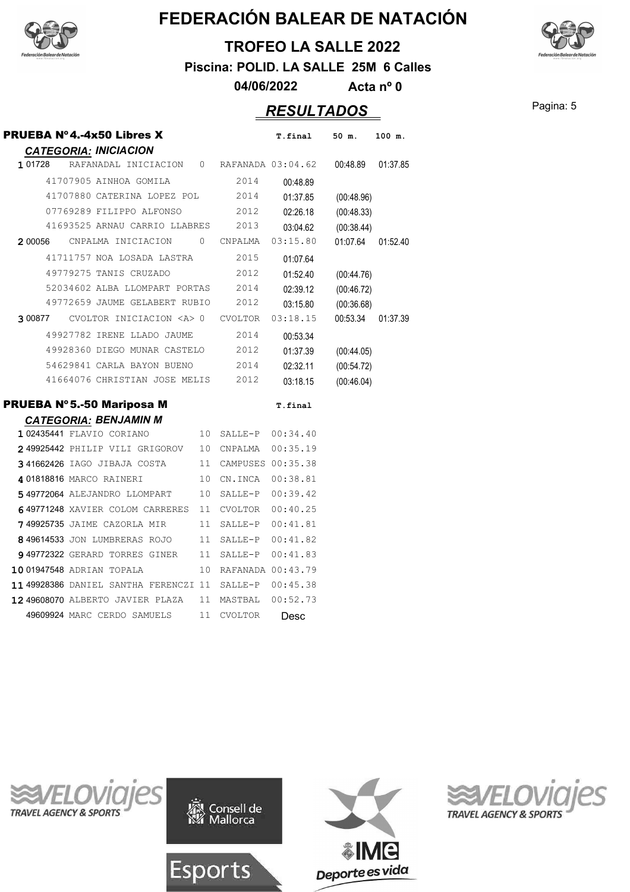# FEDERACIÓN BALEAR DE NATACIÓN

## TROFEO LA SALLE 2022

**Piscina: POLID. LA SALLE 25M 6 Calles**

**04/06/2022 Acta nº 0**

## *RESULTADOS*

### PRUEBA Nº4.-4x50 Libres X

*CATEGORIA: INICIACION*

| Pos. | Licencia | Nombre | Año | Club | T.final | 50 m. | 100 m. |
|---|---|---|---|---|---|---|---|
| 1 | 01728 | RAFANADAL INICIACION | 0 | RAFANADA | 03:04.62 | 00:48.89 | 01:37.85 |
| | 41707905 | AINHOA GOMILA | 2014 | | 00:48.89 | | |
| | 41707880 | CATERINA LOPEZ POL | 2014 | | 01:37.85 | (00:48.96) | |
| | 07769289 | FILIPPO ALFONSO | 2012 | | 02:26.18 | (00:48.33) | |
| | 41693525 | ARNAU CARRIO LLABRES | 2013 | | 03:04.62 | (00:38.44) | |
| 2 | 00056 | CNPALMA INICIACION | 0 | CNPALMA | 03:15.80 | 01:07.64 | 01:52.40 |
| | 41711757 | NOA LOSADA LASTRA | 2015 | | 01:07.64 | | |
| | 49779275 | TANIS CRUZADO | 2012 | | 01:52.40 | (00:44.76) | |
| | 52034602 | ALBA LLOMPART PORTAS | 2014 | | 02:39.12 | (00:46.72) | |
| | 49772659 | JAUME GELABERT RUBIO | 2012 | | 03:15.80 | (00:36.68) | |
| 3 | 00877 | CVOLTOR INICIACION <A> | 0 | CVOLTOR | 03:18.15 | 00:53.34 | 01:37.39 |
| | 49927782 | IRENE LLADO JAUME | 2014 | | 00:53.34 | | |
| | 49928360 | DIEGO MUNAR CASTELO | 2012 | | 01:37.39 | (00:44.05) | |
| | 54629841 | CARLA BAYON BUENO | 2014 | | 02:32.11 | (00:54.72) | |
| | 41664076 | CHRISTIAN JOSE MELIS | 2012 | | 03:18.15 | (00:46.04) | |

### PRUEBA Nº5.-50 Mariposa M

*CATEGORIA: BENJAMIN M*

| Pos. | Licencia | Nombre | Edad | Club | T.final |
|---|---|---|---|---|---|
| 1 | 02435441 | FLAVIO CORIANO | 10 | SALLE-P | 00:34.40 |
| 2 | 49925442 | PHILIP VILI GRIGOROV | 10 | CNPALMA | 00:35.19 |
| 3 | 41662426 | IAGO JIBAJA COSTA | 11 | CAMPUSES | 00:35.38 |
| 4 | 01818816 | MARCO RAINERI | 10 | CN.INCA | 00:38.81 |
| 5 | 49772064 | ALEJANDRO LLOMPART | 10 | SALLE-P | 00:39.42 |
| 6 | 49771248 | XAVIER COLOM CARRERES | 11 | CVOLTOR | 00:40.25 |
| 7 | 49925735 | JAIME CAZORLA MIR | 11 | SALLE-P | 00:41.81 |
| 8 | 49614533 | JON LUMBRERAS ROJO | 11 | SALLE-P | 00:41.82 |
| 9 | 49772322 | GERARD TORRES GINER | 11 | SALLE-P | 00:41.83 |
| 10 | 01947548 | ADRIAN TOPALA | 10 | RAFANADA | 00:43.79 |
| 11 | 49928386 | DANIEL SANTHA FERENCZI | 11 | SALLE-P | 00:45.38 |
| 12 | 49608070 | ALBERTO JAVIER PLAZA | 11 | MASTBAL | 00:52.73 |
| | 49609924 | MARC CERDO SAMUELS | 11 | CVOLTOR | Desc |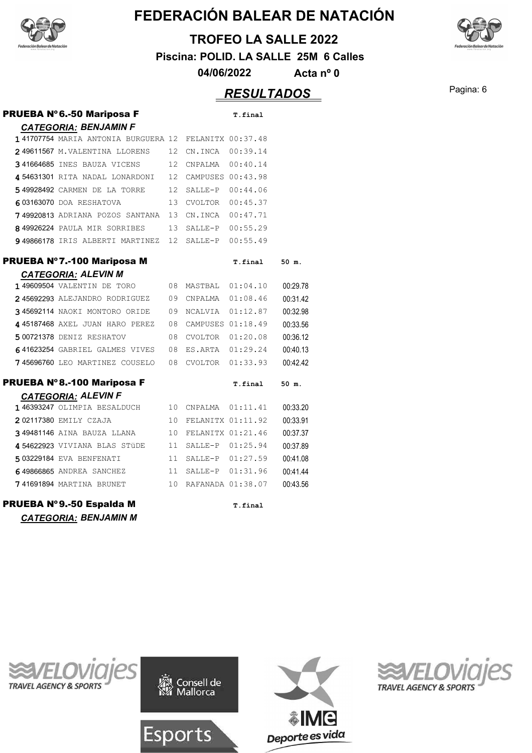# FEDERACIÓN BALEAR DE NATACIÓN

**TROFEO LA SALLE 2022**

**Piscina: POLID. LA SALLE 25M 6 Calles**

**04/06/2022 Acta nº 0**

## *RESULTADOS*

### PRUEBA Nº6.-50 Mariposa F

***CATEGORIA: BENJAMIN F***

| | Licencia | Nombre | Año | Club | T.final |
|---|---|---|---|---|---|
| 1 | 41707754 | MARIA ANTONIA BURGUERA | 12 | FELANITX | 00:37.48 |
| 2 | 49611567 | M.VALENTINA LLORENS | 12 | CN.INCA | 00:39.14 |
| 3 | 41664685 | INES BAUZA VICENS | 12 | CNPALMA | 00:40.14 |
| 4 | 54631301 | RITA NADAL LONARDONI | 12 | CAMPUSES | 00:43.98 |
| 5 | 49928492 | CARMEN DE LA TORRE | 12 | SALLE-P | 00:44.06 |
| 6 | 03163070 | DOA RESHATOVA | 13 | CVOLTOR | 00:45.37 |
| 7 | 49920813 | ADRIANA POZOS SANTANA | 13 | CN.INCA | 00:47.71 |
| 8 | 49926224 | PAULA MIR SORRIBES | 13 | SALLE-P | 00:55.29 |
| 9 | 49866178 | IRIS ALBERTI MARTINEZ | 12 | SALLE-P | 00:55.49 |

### PRUEBA Nº7.-100 Mariposa M

***CATEGORIA: ALEVIN M***

| | Licencia | Nombre | Año | Club | T.final | 50 m. |
|---|---|---|---|---|---|---|
| 1 | 49609504 | VALENTIN DE TORO | 08 | MASTBAL | 01:04.10 | 00:29.78 |
| 2 | 45692293 | ALEJANDRO RODRIGUEZ | 09 | CNPALMA | 01:08.46 | 00:31.42 |
| 3 | 45692114 | NAOKI MONTORO ORIDE | 09 | NCALVIA | 01:12.87 | 00:32.98 |
| 4 | 45187468 | AXEL JUAN HARO PEREZ | 08 | CAMPUSES | 01:18.49 | 00:33.56 |
| 5 | 00721378 | DENIZ RESHATOV | 08 | CVOLTOR | 01:20.08 | 00:36.12 |
| 6 | 41623254 | GABRIEL GALMES VIVES | 08 | ES.ARTA | 01:29.24 | 00:40.13 |
| 7 | 45696760 | LEO MARTINEZ COUSELO | 08 | CVOLTOR | 01:33.93 | 00:42.42 |

### PRUEBA Nº8.-100 Mariposa F

***CATEGORIA: ALEVIN F***

| | Licencia | Nombre | Año | Club | T.final | 50 m. |
|---|---|---|---|---|---|---|
| 1 | 46393247 | OLIMPIA BESALDUCH | 10 | CNPALMA | 01:11.41 | 00:33.20 |
| 2 | 02117380 | EMILY CZAJA | 10 | FELANITX | 01:11.92 | 00:33.91 |
| 3 | 49481146 | AINA BAUZA LLANA | 10 | FELANITX | 01:21.46 | 00:37.37 |
| 4 | 54622923 | VIVIANA BLAS STüDE | 11 | SALLE-P | 01:25.94 | 00:37.89 |
| 5 | 03229184 | EVA BENFENATI | 11 | SALLE-P | 01:27.59 | 00:41.08 |
| 6 | 49866865 | ANDREA SANCHEZ | 11 | SALLE-P | 01:31.96 | 00:41.44 |
| 7 | 41691894 | MARTINA BRUNET | 10 | RAFANADA | 01:38.07 | 00:43.56 |

### PRUEBA Nº9.-50 Espalda M

T.final

***CATEGORIA: BENJAMIN M***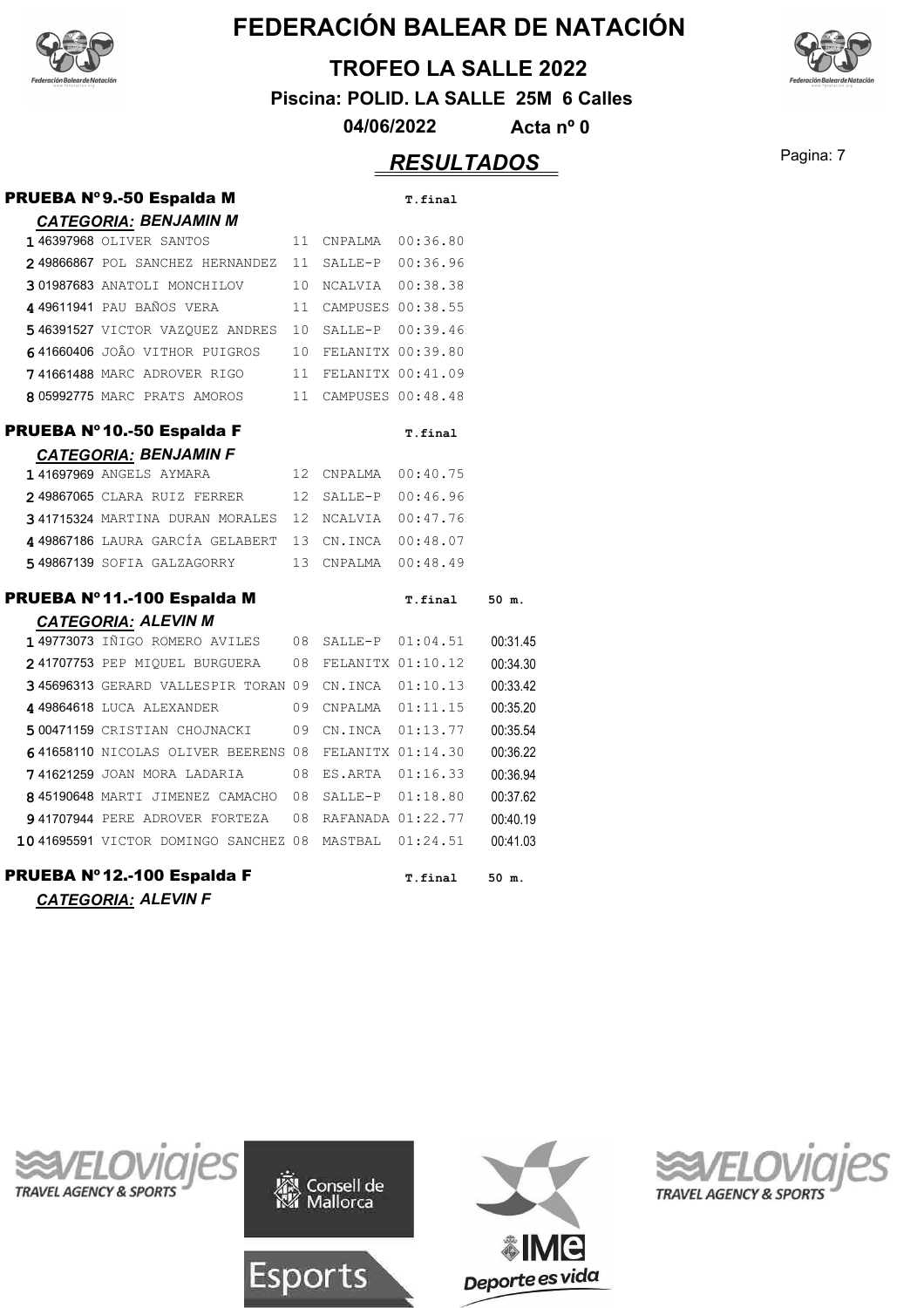# FEDERACIÓN BALEAR DE NATACIÓN

## TROFEO LA SALLE 2022

**Piscina: POLID. LA SALLE 25M 6 Calles**

**04/06/2022** **Acta nº 0**

## *RESULTADOS*

### PRUEBA Nº9.-50 Espalda M

***CATEGORIA:* BENJAMIN M**

| | Licencia | Nombre | Año | Club | T.final |
|---|---|---|---|---|---|
| 1 | 46397968 | OLIVER SANTOS | 11 | CNPALMA | 00:36.80 |
| 2 | 49866867 | POL SANCHEZ HERNANDEZ | 11 | SALLE-P | 00:36.96 |
| 3 | 01987683 | ANATOLI MONCHILOV | 10 | NCALVIA | 00:38.38 |
| 4 | 49611941 | PAU BAÑOS VERA | 11 | CAMPUSES | 00:38.55 |
| 5 | 46391527 | VICTOR VAZQUEZ ANDRES | 10 | SALLE-P | 00:39.46 |
| 6 | 41660406 | JOÃO VITHOR PUIGROS | 10 | FELANITX | 00:39.80 |
| 7 | 41661488 | MARC ADROVER RIGO | 11 | FELANITX | 00:41.09 |
| 8 | 05992775 | MARC PRATS AMOROS | 11 | CAMPUSES | 00:48.48 |

### PRUEBA Nº10.-50 Espalda F

***CATEGORIA:* BENJAMIN F**

| | Licencia | Nombre | Año | Club | T.final |
|---|---|---|---|---|---|
| 1 | 41697969 | ANGELS AYMARA | 12 | CNPALMA | 00:40.75 |
| 2 | 49867065 | CLARA RUIZ FERRER | 12 | SALLE-P | 00:46.96 |
| 3 | 41715324 | MARTINA DURAN MORALES | 12 | NCALVIA | 00:47.76 |
| 4 | 49867186 | LAURA GARCÍA GELABERT | 13 | CN.INCA | 00:48.07 |
| 5 | 49867139 | SOFIA GALZAGORRY | 13 | CNPALMA | 00:48.49 |

### PRUEBA Nº11.-100 Espalda M

***CATEGORIA:* ALEVIN M**

| | Licencia | Nombre | Año | Club | T.final | 50 m. |
|---|---|---|---|---|---|---|
| 1 | 49773073 | IÑIGO ROMERO AVILES | 08 | SALLE-P | 01:04.51 | 00:31.45 |
| 2 | 41707753 | PEP MIQUEL BURGUERA | 08 | FELANITX | 01:10.12 | 00:34.30 |
| 3 | 45696313 | GERARD VALLESPIR TORAN | 09 | CN.INCA | 01:10.13 | 00:33.42 |
| 4 | 49864618 | LUCA ALEXANDER | 09 | CNPALMA | 01:11.15 | 00:35.20 |
| 5 | 00471159 | CRISTIAN CHOJNACKI | 09 | CN.INCA | 01:13.77 | 00:35.54 |
| 6 | 41658110 | NICOLAS OLIVER BEERENS | 08 | FELANITX | 01:14.30 | 00:36.22 |
| 7 | 41621259 | JOAN MORA LADARIA | 08 | ES.ARTA | 01:16.33 | 00:36.94 |
| 8 | 45190648 | MARTI JIMENEZ CAMACHO | 08 | SALLE-P | 01:18.80 | 00:37.62 |
| 9 | 41707944 | PERE ADROVER FORTEZA | 08 | RAFANADA | 01:22.77 | 00:40.19 |
| 10 | 41695591 | VICTOR DOMINGO SANCHEZ | 08 | MASTBAL | 01:24.51 | 00:41.03 |

### PRUEBA Nº12.-100 Espalda F

T.final 50 m.

***CATEGORIA:* ALEVIN F**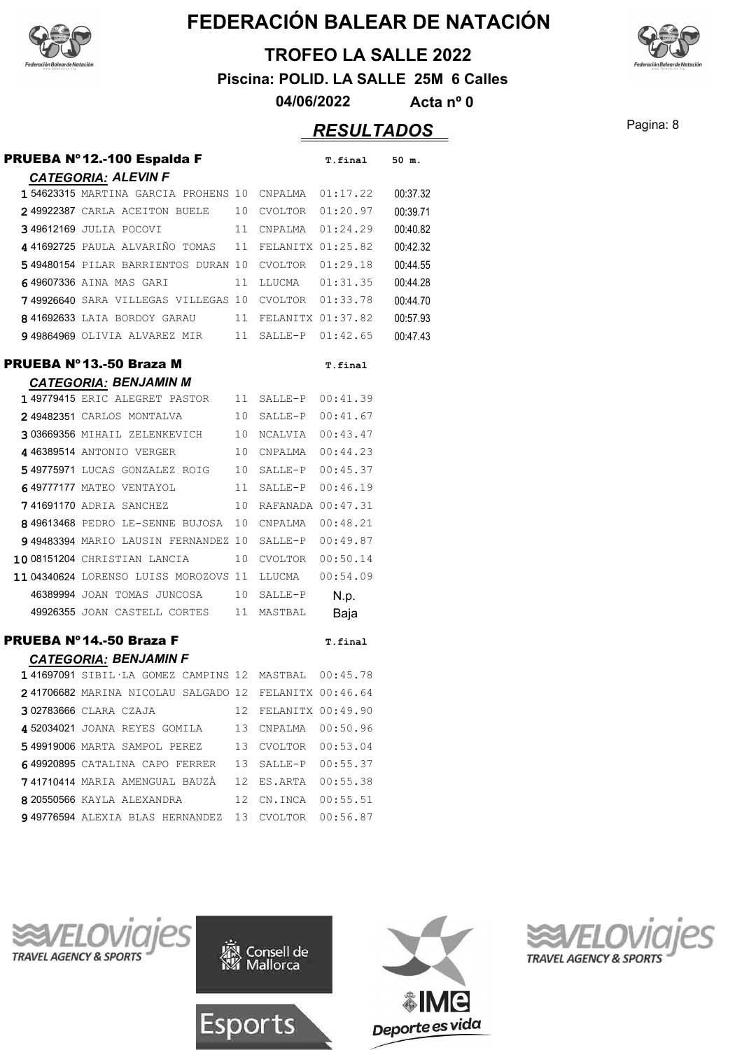# FEDERACIÓN BALEAR DE NATACIÓN

**TROFEO LA SALLE 2022**

**Piscina: POLID. LA SALLE 25M 6 Calles**

**04/06/2022 Acta nº 0**

## RESULTADOS

### PRUEBA Nº12.-100 Espalda F

***CATEGORIA: ALEVIN F***

| Pos | Licencia | Nombre | Año | Club | T.final | 50 m. |
|---|---|---|---|---|---|---|
| 1 | 54623315 | MARTINA GARCIA PROHENS | 10 | CNPALMA | 01:17.22 | 00:37.32 |
| 2 | 49922387 | CARLA ACEITON BUELE | 10 | CVOLTOR | 01:20.97 | 00:39.71 |
| 3 | 49612169 | JULIA POCOVI | 11 | CNPALMA | 01:24.29 | 00:40.82 |
| 4 | 41692725 | PAULA ALVARIÑO TOMAS | 11 | FELANITX | 01:25.82 | 00:42.32 |
| 5 | 49480154 | PILAR BARRIENTOS DURAN | 10 | CVOLTOR | 01:29.18 | 00:44.55 |
| 6 | 49607336 | AINA MAS GARI | 11 | LLUCMA | 01:31.35 | 00:44.28 |
| 7 | 49926640 | SARA VILLEGAS VILLEGAS | 10 | CVOLTOR | 01:33.78 | 00:44.70 |
| 8 | 41692633 | LAIA BORDOY GARAU | 11 | FELANITX | 01:37.82 | 00:57.93 |
| 9 | 49864969 | OLIVIA ALVAREZ MIR | 11 | SALLE-P | 01:42.65 | 00:47.43 |

### PRUEBA Nº13.-50 Braza M

***CATEGORIA: BENJAMIN M***

| Pos | Licencia | Nombre | Año | Club | T.final |
|---|---|---|---|---|---|
| 1 | 49779415 | ERIC ALEGRET PASTOR | 11 | SALLE-P | 00:41.39 |
| 2 | 49482351 | CARLOS MONTALVA | 10 | SALLE-P | 00:41.67 |
| 3 | 03669356 | MIHAIL ZELENKEVICH | 10 | NCALVIA | 00:43.47 |
| 4 | 46389514 | ANTONIO VERGER | 10 | CNPALMA | 00:44.23 |
| 5 | 49775971 | LUCAS GONZALEZ ROIG | 10 | SALLE-P | 00:45.37 |
| 6 | 49777177 | MATEO VENTAYOL | 11 | SALLE-P | 00:46.19 |
| 7 | 41691170 | ADRIA SANCHEZ | 10 | RAFANADA | 00:47.31 |
| 8 | 49613468 | PEDRO LE-SENNE BUJOSA | 10 | CNPALMA | 00:48.21 |
| 9 | 49483394 | MARIO LAUSIN FERNANDEZ | 10 | SALLE-P | 00:49.87 |
| 10 | 08151204 | CHRISTIAN LANCIA | 10 | CVOLTOR | 00:50.14 |
| 11 | 04340624 | LORENSO LUISS MOROZOVS | 11 | LLUCMA | 00:54.09 |
| | 46389994 | JOAN TOMAS JUNCOSA | 10 | SALLE-P | N.p. |
| | 49926355 | JOAN CASTELL CORTES | 11 | MASTBAL | Baja |

### PRUEBA Nº14.-50 Braza F

***CATEGORIA: BENJAMIN F***

| Pos | Licencia | Nombre | Año | Club | T.final |
|---|---|---|---|---|---|
| 1 | 41697091 | SIBIL·LA GOMEZ CAMPINS | 12 | MASTBAL | 00:45.78 |
| 2 | 41706682 | MARINA NICOLAU SALGADO | 12 | FELANITX | 00:46.64 |
| 3 | 02783666 | CLARA CZAJA | 12 | FELANITX | 00:49.90 |
| 4 | 52034021 | JOANA REYES GOMILA | 13 | CNPALMA | 00:50.96 |
| 5 | 49919006 | MARTA SAMPOL PEREZ | 13 | CVOLTOR | 00:53.04 |
| 6 | 49920895 | CATALINA CAPO FERRER | 13 | SALLE-P | 00:55.37 |
| 7 | 41710414 | MARIA AMENGUAL BAUZÀ | 12 | ES.ARTA | 00:55.38 |
| 8 | 20550566 | KAYLA ALEXANDRA | 12 | CN.INCA | 00:55.51 |
| 9 | 49776594 | ALEXIA BLAS HERNANDEZ | 13 | CVOLTOR | 00:56.87 |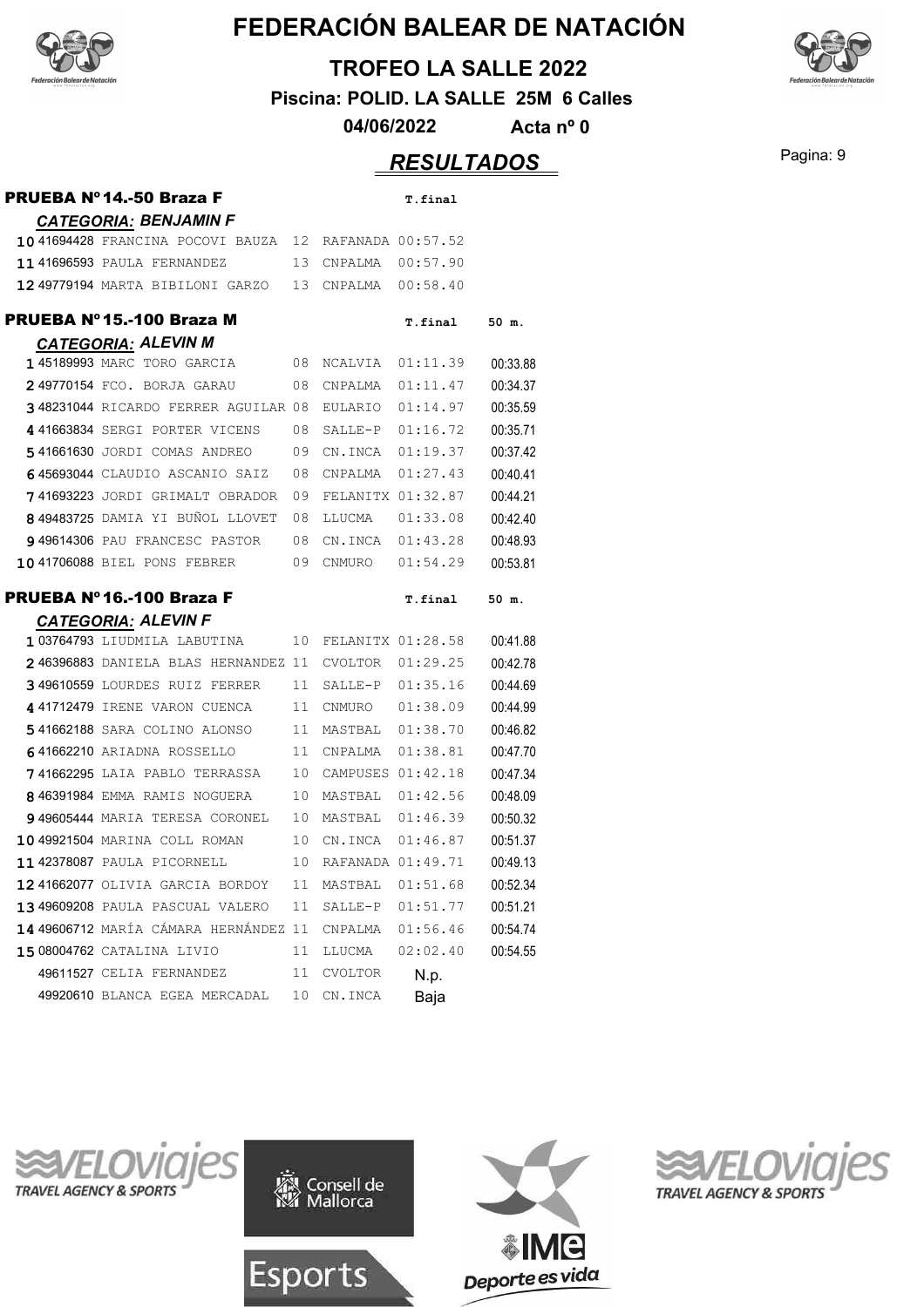# FEDERACIÓN BALEAR DE NATACIÓN

## TROFEO LA SALLE 2022

**Piscina: POLID. LA SALLE 25M 6 Calles**

**04/06/2022** **Acta nº 0**

## *RESULTADOS*

### PRUEBA Nº 14.-50 Braza F

***CATEGORIA: BENJAMIN F***

| Pos. | Licencia | Nombre | Año | Club | T.final |
|---|---|---|---|---|---|
| 10 | 41694428 | FRANCINA POCOVI BAUZA | 12 | RAFANADA | 00:57.52 |
| 11 | 41696593 | PAULA FERNANDEZ | 13 | CNPALMA | 00:57.90 |
| 12 | 49779194 | MARTA BIBILONI GARZO | 13 | CNPALMA | 00:58.40 |

### PRUEBA Nº 15.-100 Braza M

***CATEGORIA: ALEVIN M***

| Pos. | Licencia | Nombre | Año | Club | T.final | 50 m. |
|---|---|---|---|---|---|---|
| 1 | 45189993 | MARC TORO GARCIA | 08 | NCALVIA | 01:11.39 | 00:33.88 |
| 2 | 49770154 | FCO. BORJA GARAU | 08 | CNPALMA | 01:11.47 | 00:34.37 |
| 3 | 48231044 | RICARDO FERRER AGUILAR | 08 | EULARIO | 01:14.97 | 00:35.59 |
| 4 | 41663834 | SERGI PORTER VICENS | 08 | SALLE-P | 01:16.72 | 00:35.71 |
| 5 | 41661630 | JORDI COMAS ANDREO | 09 | CN.INCA | 01:19.37 | 00:37.42 |
| 6 | 45693044 | CLAUDIO ASCANIO SAIZ | 08 | CNPALMA | 01:27.43 | 00:40.41 |
| 7 | 41693223 | JORDI GRIMALT OBRADOR | 09 | FELANITX | 01:32.87 | 00:44.21 |
| 8 | 49483725 | DAMIA YI BUÑOL LLOVET | 08 | LLUCMA | 01:33.08 | 00:42.40 |
| 9 | 49614306 | PAU FRANCESC PASTOR | 08 | CN.INCA | 01:43.28 | 00:48.93 |
| 10 | 41706088 | BIEL PONS FEBRER | 09 | CNMURO | 01:54.29 | 00:53.81 |

### PRUEBA Nº 16.-100 Braza F

***CATEGORIA: ALEVIN F***

| Pos. | Licencia | Nombre | Año | Club | T.final | 50 m. |
|---|---|---|---|---|---|---|
| 1 | 03764793 | LIUDMILA LABUTINA | 10 | FELANITX | 01:28.58 | 00:41.88 |
| 2 | 46396883 | DANIELA BLAS HERNANDEZ | 11 | CVOLTOR | 01:29.25 | 00:42.78 |
| 3 | 49610559 | LOURDES RUIZ FERRER | 11 | SALLE-P | 01:35.16 | 00:44.69 |
| 4 | 41712479 | IRENE VARON CUENCA | 11 | CNMURO | 01:38.09 | 00:44.99 |
| 5 | 41662188 | SARA COLINO ALONSO | 11 | MASTBAL | 01:38.70 | 00:46.82 |
| 6 | 41662210 | ARIADNA ROSSELLO | 11 | CNPALMA | 01:38.81 | 00:47.70 |
| 7 | 41662295 | LAIA PABLO TERRASSA | 10 | CAMPUSES | 01:42.18 | 00:47.34 |
| 8 | 46391984 | EMMA RAMIS NOGUERA | 10 | MASTBAL | 01:42.56 | 00:48.09 |
| 9 | 49605444 | MARIA TERESA CORONEL | 10 | MASTBAL | 01:46.39 | 00:50.32 |
| 10 | 49921504 | MARINA COLL ROMAN | 10 | CN.INCA | 01:46.87 | 00:51.37 |
| 11 | 42378087 | PAULA PICORNELL | 10 | RAFANADA | 01:49.71 | 00:49.13 |
| 12 | 41662077 | OLIVIA GARCIA BORDOY | 11 | MASTBAL | 01:51.68 | 00:52.34 |
| 13 | 49609208 | PAULA PASCUAL VALERO | 11 | SALLE-P | 01:51.77 | 00:51.21 |
| 14 | 49606712 | MARÍA CÁMARA HERNÁNDEZ | 11 | CNPALMA | 01:56.46 | 00:54.74 |
| 15 | 08004762 | CATALINA LIVIO | 11 | LLUCMA | 02:02.40 | 00:54.55 |
| | 49611527 | CELIA FERNANDEZ | 11 | CVOLTOR | N.p. | |
| | 49920610 | BLANCA EGEA MERCADAL | 10 | CN.INCA | Baja | |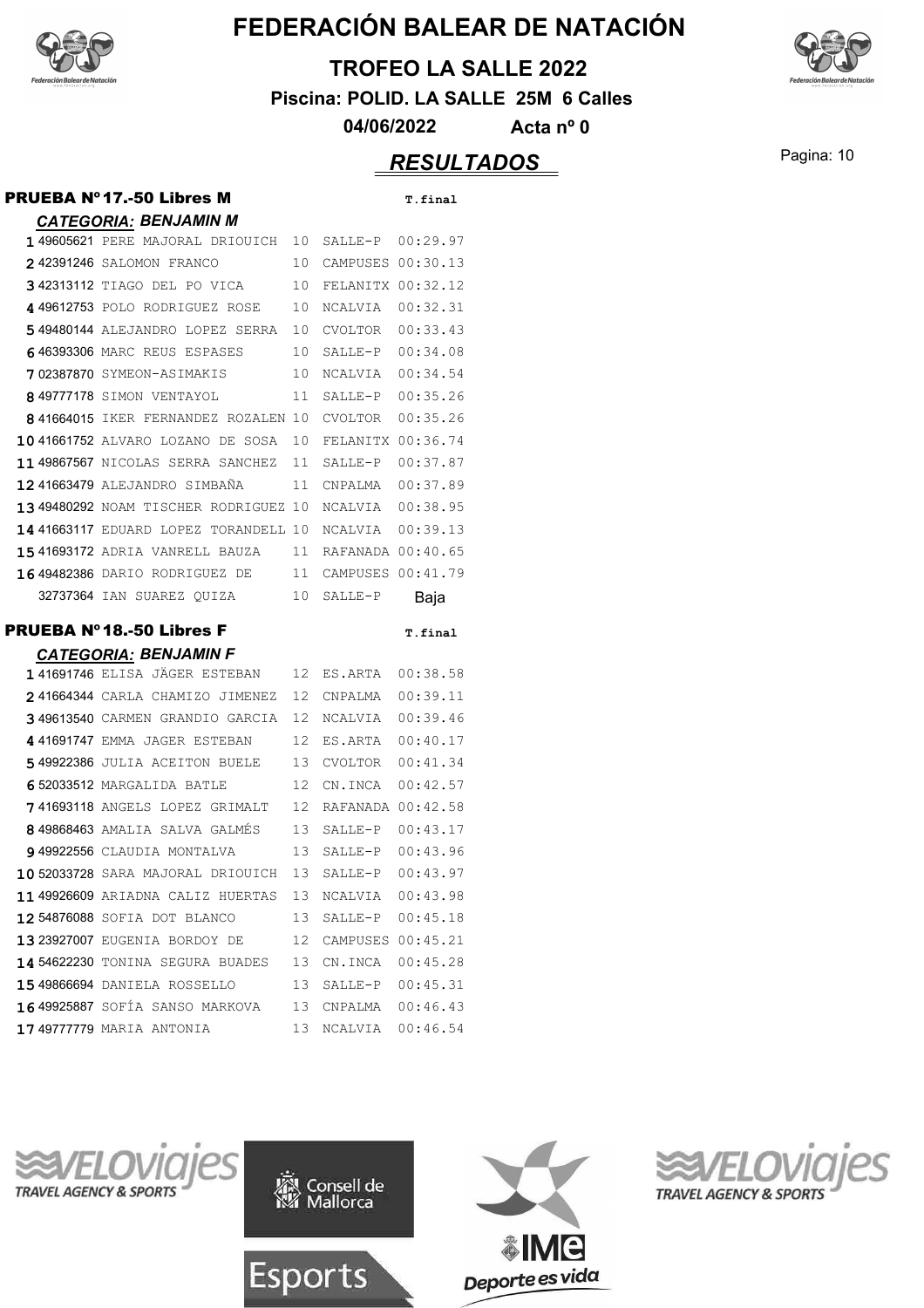# FEDERACIÓN BALEAR DE NATACIÓN

**TROFEO LA SALLE 2022**

**Piscina: POLID. LA SALLE 25M 6 Calles**

**04/06/2022 Acta nº 0**

## *RESULTADOS*

### PRUEBA Nº 17.-50 Libres M

***CATEGORIA: BENJAMIN M***

| | | | | | T.final |
|---|---|---|---|---|---|
| 1 | 49605621 | PERE MAJORAL DRIOUICH | 10 | SALLE-P | 00:29.97 |
| 2 | 42391246 | SALOMON FRANCO | 10 | CAMPUSES | 00:30.13 |
| 3 | 42313112 | TIAGO DEL PO VICA | 10 | FELANITX | 00:32.12 |
| 4 | 49612753 | POLO RODRIGUEZ ROSE | 10 | NCALVIA | 00:32.31 |
| 5 | 49480144 | ALEJANDRO LOPEZ SERRA | 10 | CVOLTOR | 00:33.43 |
| 6 | 46393306 | MARC REUS ESPASES | 10 | SALLE-P | 00:34.08 |
| 7 | 02387870 | SYMEON-ASIMAKIS | 10 | NCALVIA | 00:34.54 |
| 8 | 49777178 | SIMON VENTAYOL | 11 | SALLE-P | 00:35.26 |
| 8 | 41664015 | IKER FERNANDEZ ROZALEN | 10 | CVOLTOR | 00:35.26 |
| 10 | 41661752 | ALVARO LOZANO DE SOSA | 10 | FELANITX | 00:36.74 |
| 11 | 49867567 | NICOLAS SERRA SANCHEZ | 11 | SALLE-P | 00:37.87 |
| 12 | 41663479 | ALEJANDRO SIMBAÑA | 11 | CNPALMA | 00:37.89 |
| 13 | 49480292 | NOAM TISCHER RODRIGUEZ | 10 | NCALVIA | 00:38.95 |
| 14 | 41663117 | EDUARD LOPEZ TORANDELL | 10 | NCALVIA | 00:39.13 |
| 15 | 41693172 | ADRIA VANRELL BAUZA | 11 | RAFANADA | 00:40.65 |
| 16 | 49482386 | DARIO RODRIGUEZ DE | 11 | CAMPUSES | 00:41.79 |
| | 32737364 | IAN SUAREZ QUIZA | 10 | SALLE-P | Baja |

### PRUEBA Nº 18.-50 Libres F

***CATEGORIA: BENJAMIN F***

| | | | | | T.final |
|---|---|---|---|---|---|
| 1 | 41691746 | ELISA JÄGER ESTEBAN | 12 | ES.ARTA | 00:38.58 |
| 2 | 41664344 | CARLA CHAMIZO JIMENEZ | 12 | CNPALMA | 00:39.11 |
| 3 | 49613540 | CARMEN GRANDIO GARCIA | 12 | NCALVIA | 00:39.46 |
| 4 | 41691747 | EMMA JAGER ESTEBAN | 12 | ES.ARTA | 00:40.17 |
| 5 | 49922386 | JULIA ACEITON BUELE | 13 | CVOLTOR | 00:41.34 |
| 6 | 52033512 | MARGALIDA BATLE | 12 | CN.INCA | 00:42.57 |
| 7 | 41693118 | ANGELS LOPEZ GRIMALT | 12 | RAFANADA | 00:42.58 |
| 8 | 49868463 | AMALIA SALVA GALMÉS | 13 | SALLE-P | 00:43.17 |
| 9 | 49922556 | CLAUDIA MONTALVA | 13 | SALLE-P | 00:43.96 |
| 10 | 52033728 | SARA MAJORAL DRIOUICH | 13 | SALLE-P | 00:43.97 |
| 11 | 49926609 | ARIADNA CALIZ HUERTAS | 13 | NCALVIA | 00:43.98 |
| 12 | 54876088 | SOFIA DOT BLANCO | 13 | SALLE-P | 00:45.18 |
| 13 | 23927007 | EUGENIA BORDOY DE | 12 | CAMPUSES | 00:45.21 |
| 14 | 54622230 | TONINA SEGURA BUADES | 13 | CN.INCA | 00:45.28 |
| 15 | 49866694 | DANIELA ROSSELLO | 13 | SALLE-P | 00:45.31 |
| 16 | 49925887 | SOFÍA SANSO MARKOVA | 13 | CNPALMA | 00:46.43 |
| 17 | 49777779 | MARIA ANTONIA | 13 | NCALVIA | 00:46.54 |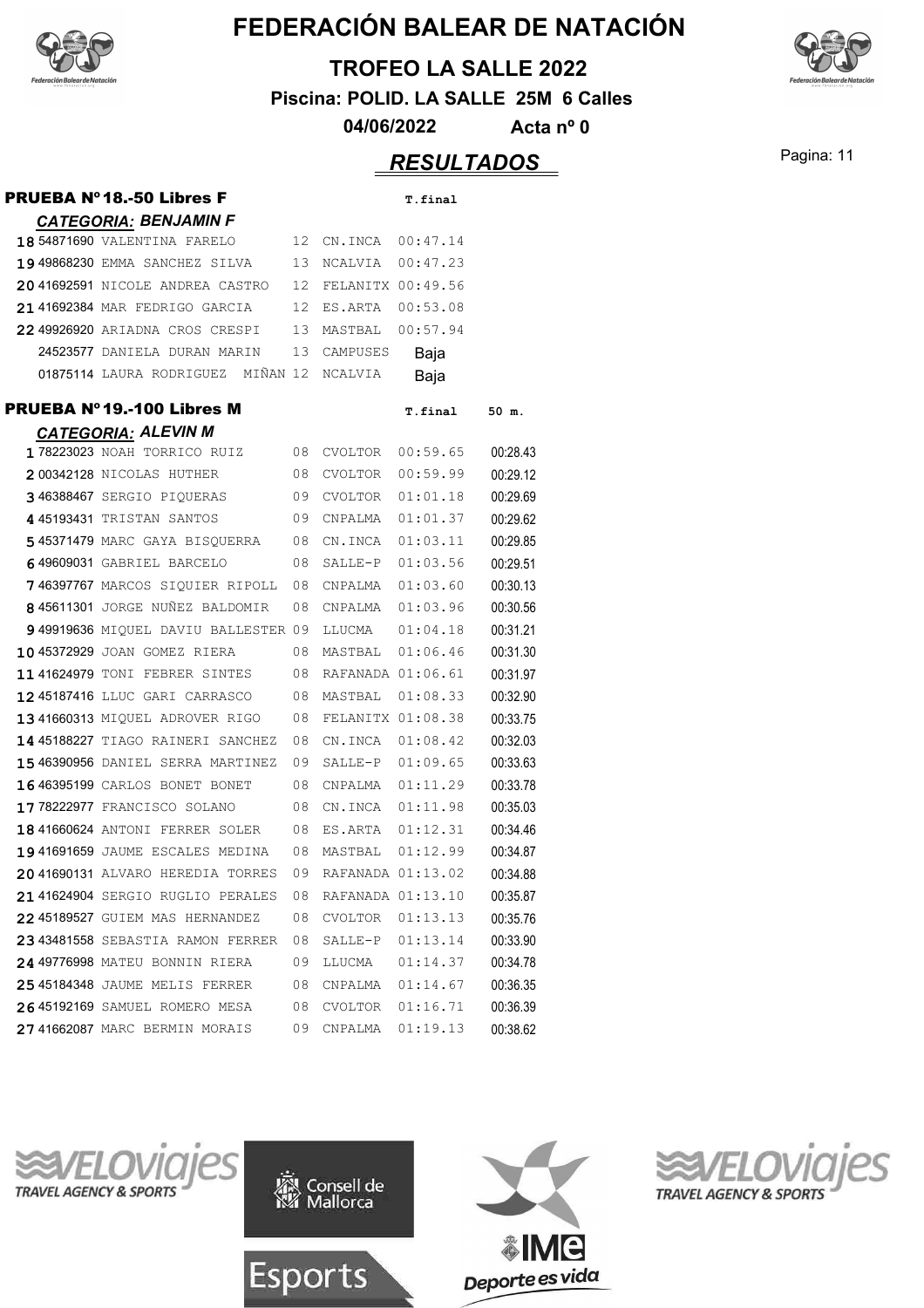# FEDERACIÓN BALEAR DE NATACIÓN

**TROFEO LA SALLE 2022**

**Piscina: POLID. LA SALLE 25M 6 Calles**

**04/06/2022 Acta nº 0**

## *RESULTADOS*

### PRUEBA Nº18.-50 Libres F

***CATEGORIA: BENJAMIN F***

| Pos | Licencia | Nombre | Año | Club | T.final |
|---|---|---|---|---|---|
| 18 | 54871690 | VALENTINA FARELO | 12 | CN.INCA | 00:47.14 |
| 19 | 49868230 | EMMA SANCHEZ SILVA | 13 | NCALVIA | 00:47.23 |
| 20 | 41692591 | NICOLE ANDREA CASTRO | 12 | FELANITX | 00:49.56 |
| 21 | 41692384 | MAR FEDRIGO GARCIA | 12 | ES.ARTA | 00:53.08 |
| 22 | 49926920 | ARIADNA CROS CRESPI | 13 | MASTBAL | 00:57.94 |
| | 24523577 | DANIELA DURAN MARIN | 13 | CAMPUSES | Baja |
| | 01875114 | LAURA RODRIGUEZ MIÑAN | 12 | NCALVIA | Baja |

### PRUEBA Nº19.-100 Libres M

***CATEGORIA: ALEVIN M***

| Pos | Licencia | Nombre | Año | Club | T.final | 50 m. |
|---|---|---|---|---|---|---|
| 1 | 78223023 | NOAH TORRICO RUIZ | 08 | CVOLTOR | 00:59.65 | 00:28.43 |
| 2 | 00342128 | NICOLAS HUTHER | 08 | CVOLTOR | 00:59.99 | 00:29.12 |
| 3 | 46388467 | SERGIO PIQUERAS | 09 | CVOLTOR | 01:01.18 | 00:29.69 |
| 4 | 45193431 | TRISTAN SANTOS | 09 | CNPALMA | 01:01.37 | 00:29.62 |
| 5 | 45371479 | MARC GAYA BISQUERRA | 08 | CN.INCA | 01:03.11 | 00:29.85 |
| 6 | 49609031 | GABRIEL BARCELO | 08 | SALLE-P | 01:03.56 | 00:29.51 |
| 7 | 46397767 | MARCOS SIQUIER RIPOLL | 08 | CNPALMA | 01:03.60 | 00:30.13 |
| 8 | 45611301 | JORGE NUÑEZ BALDOMIR | 08 | CNPALMA | 01:03.96 | 00:30.56 |
| 9 | 49919636 | MIQUEL DAVIU BALLESTER | 09 | LLUCMA | 01:04.18 | 00:31.21 |
| 10 | 45372929 | JOAN GOMEZ RIERA | 08 | MASTBAL | 01:06.46 | 00:31.30 |
| 11 | 41624979 | TONI FEBRER SINTES | 08 | RAFANADA | 01:06.61 | 00:31.97 |
| 12 | 45187416 | LLUC GARI CARRASCO | 08 | MASTBAL | 01:08.33 | 00:32.90 |
| 13 | 41660313 | MIQUEL ADROVER RIGO | 08 | FELANITX | 01:08.38 | 00:33.75 |
| 14 | 45188227 | TIAGO RAINERI SANCHEZ | 08 | CN.INCA | 01:08.42 | 00:32.03 |
| 15 | 46390956 | DANIEL SERRA MARTINEZ | 09 | SALLE-P | 01:09.65 | 00:33.63 |
| 16 | 46395199 | CARLOS BONET BONET | 08 | CNPALMA | 01:11.29 | 00:33.78 |
| 17 | 78222977 | FRANCISCO SOLANO | 08 | CN.INCA | 01:11.98 | 00:35.03 |
| 18 | 41660624 | ANTONI FERRER SOLER | 08 | ES.ARTA | 01:12.31 | 00:34.46 |
| 19 | 41691659 | JAUME ESCALES MEDINA | 08 | MASTBAL | 01:12.99 | 00:34.87 |
| 20 | 41690131 | ALVARO HEREDIA TORRES | 09 | RAFANADA | 01:13.02 | 00:34.88 |
| 21 | 41624904 | SERGIO RUGLIO PERALES | 08 | RAFANADA | 01:13.10 | 00:35.87 |
| 22 | 45189527 | GUIEM MAS HERNANDEZ | 08 | CVOLTOR | 01:13.13 | 00:35.76 |
| 23 | 43481558 | SEBASTIA RAMON FERRER | 08 | SALLE-P | 01:13.14 | 00:33.90 |
| 24 | 49776998 | MATEU BONNIN RIERA | 09 | LLUCMA | 01:14.37 | 00:34.78 |
| 25 | 45184348 | JAUME MELIS FERRER | 08 | CNPALMA | 01:14.67 | 00:36.35 |
| 26 | 45192169 | SAMUEL ROMERO MESA | 08 | CVOLTOR | 01:16.71 | 00:36.39 |
| 27 | 41662087 | MARC BERMIN MORAIS | 09 | CNPALMA | 01:19.13 | 00:38.62 |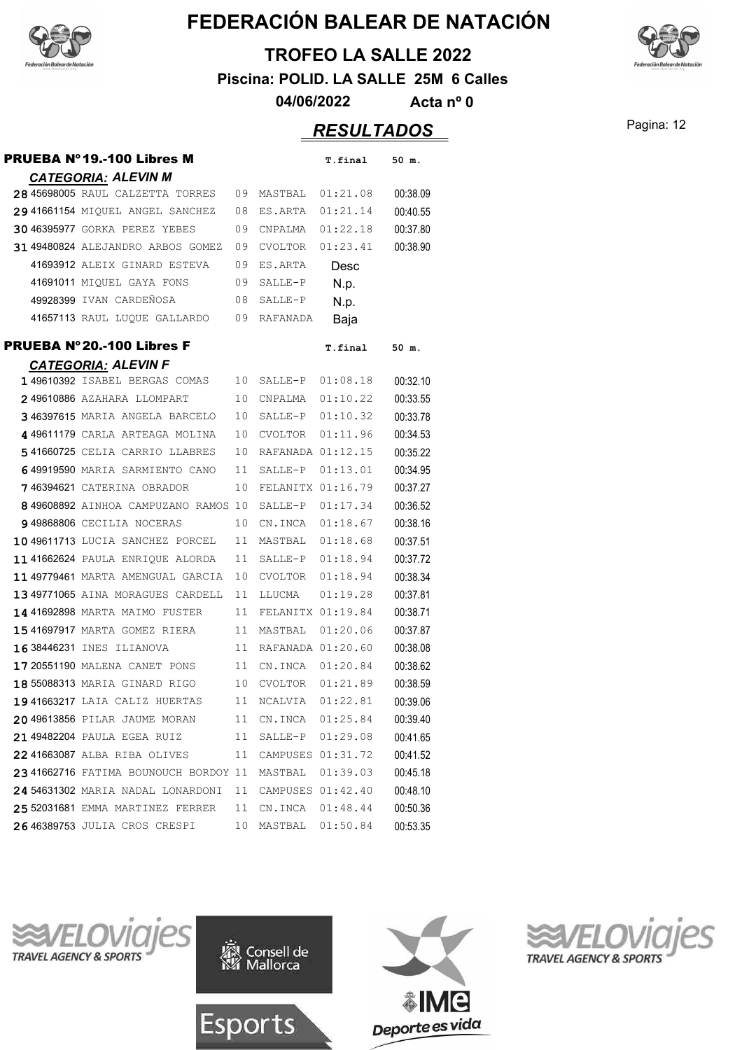# FEDERACIÓN BALEAR DE NATACIÓN

## TROFEO LA SALLE 2022

**Piscina: POLID. LA SALLE 25M 6 Calles**

**04/06/2022 Acta nº 0**

## *RESULTADOS*

### PRUEBA Nº 19.-100 Libres M

*CATEGORIA: ALEVIN M*

| Pos | Licencia | Nombre | Año | Club | T.final | 50 m. |
|---|---|---|---|---|---|---|
| 28 | 45698005 | RAUL CALZETTA TORRES | 09 | MASTBAL | 01:21.08 | 00:38.09 |
| 29 | 41661154 | MIQUEL ANGEL SANCHEZ | 08 | ES.ARTA | 01:21.14 | 00:40.55 |
| 30 | 46395977 | GORKA PEREZ YEBES | 09 | CNPALMA | 01:22.18 | 00:37.80 |
| 31 | 49480824 | ALEJANDRO ARBOS GOMEZ | 09 | CVOLTOR | 01:23.41 | 00:38.90 |
| | 41693912 | ALEIX GINARD ESTEVA | 09 | ES.ARTA | Desc | |
| | 41691011 | MIQUEL GAYA FONS | 09 | SALLE-P | N.p. | |
| | 49928399 | IVAN CARDEÑOSA | 08 | SALLE-P | N.p. | |
| | 41657113 | RAUL LUQUE GALLARDO | 09 | RAFANADA | Baja | |

### PRUEBA Nº 20.-100 Libres F

*CATEGORIA: ALEVIN F*

| Pos | Licencia | Nombre | Año | Club | T.final | 50 m. |
|---|---|---|---|---|---|---|
| 1 | 49610392 | ISABEL BERGAS COMAS | 10 | SALLE-P | 01:08.18 | 00:32.10 |
| 2 | 49610886 | AZAHARA LLOMPART | 10 | CNPALMA | 01:10.22 | 00:33.55 |
| 3 | 46397615 | MARIA ANGELA BARCELO | 10 | SALLE-P | 01:10.32 | 00:33.78 |
| 4 | 49611179 | CARLA ARTEAGA MOLINA | 10 | CVOLTOR | 01:11.96 | 00:34.53 |
| 5 | 41660725 | CELIA CARRIO LLABRES | 10 | RAFANADA | 01:12.15 | 00:35.22 |
| 6 | 49919590 | MARIA SARMIENTO CANO | 11 | SALLE-P | 01:13.01 | 00:34.95 |
| 7 | 46394621 | CATERINA OBRADOR | 10 | FELANITX | 01:16.79 | 00:37.27 |
| 8 | 49608892 | AINHOA CAMPUZANO RAMOS | 10 | SALLE-P | 01:17.34 | 00:36.52 |
| 9 | 49868806 | CECILIA NOCERAS | 10 | CN.INCA | 01:18.67 | 00:38.16 |
| 10 | 49611713 | LUCIA SANCHEZ PORCEL | 11 | MASTBAL | 01:18.68 | 00:37.51 |
| 11 | 41662624 | PAULA ENRIQUE ALORDA | 11 | SALLE-P | 01:18.94 | 00:37.72 |
| 11 | 49779461 | MARTA AMENGUAL GARCIA | 10 | CVOLTOR | 01:18.94 | 00:38.34 |
| 13 | 49771065 | AINA MORAGUES CARDELL | 11 | LLUCMA | 01:19.28 | 00:37.81 |
| 14 | 41692898 | MARTA MAIMO FUSTER | 11 | FELANITX | 01:19.84 | 00:38.71 |
| 15 | 41697917 | MARTA GOMEZ RIERA | 11 | MASTBAL | 01:20.06 | 00:37.87 |
| 16 | 38446231 | INES ILIANOVA | 11 | RAFANADA | 01:20.60 | 00:38.08 |
| 17 | 20551190 | MALENA CANET PONS | 11 | CN.INCA | 01:20.84 | 00:38.62 |
| 18 | 55088313 | MARIA GINARD RIGO | 10 | CVOLTOR | 01:21.89 | 00:38.59 |
| 19 | 41663217 | LAIA CALIZ HUERTAS | 11 | NCALVIA | 01:22.81 | 00:39.06 |
| 20 | 49613856 | PILAR JAUME MORAN | 11 | CN.INCA | 01:25.84 | 00:39.40 |
| 21 | 49482204 | PAULA EGEA RUIZ | 11 | SALLE-P | 01:29.08 | 00:41.65 |
| 22 | 41663087 | ALBA RIBA OLIVES | 11 | CAMPUSES | 01:31.72 | 00:41.52 |
| 23 | 41662716 | FATIMA BOUNOUCH BORDOY | 11 | MASTBAL | 01:39.03 | 00:45.18 |
| 24 | 54631302 | MARIA NADAL LONARDONI | 11 | CAMPUSES | 01:42.40 | 00:48.10 |
| 25 | 52031681 | EMMA MARTINEZ FERRER | 11 | CN.INCA | 01:48.44 | 00:50.36 |
| 26 | 46389753 | JULIA CROS CRESPI | 10 | MASTBAL | 01:50.84 | 00:53.35 |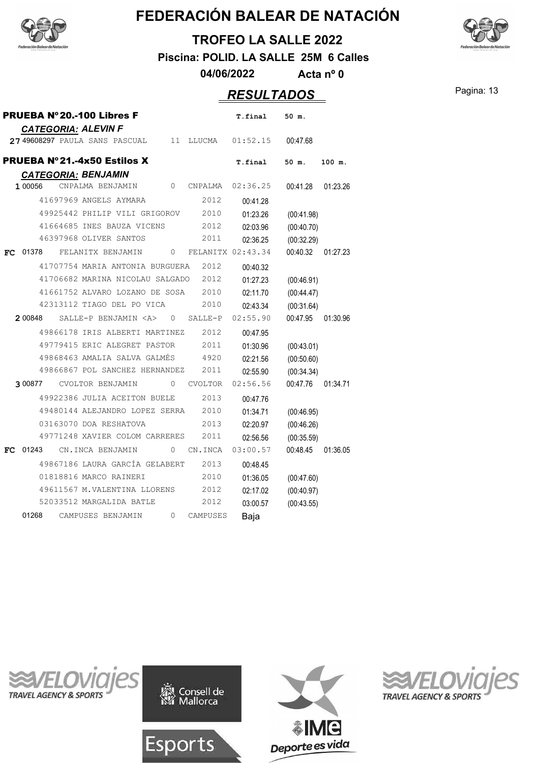# FEDERACIÓN BALEAR DE NATACIÓN

## TROFEO LA SALLE 2022

**Piscina: POLID. LA SALLE 25M 6 Calles**

**04/06/2022** **Acta nº 0**

## *RESULTADOS*

### PRUEBA Nº20.-100 Libres F

*CATEGORIA: ALEVIN F*

| Pos. | Licencia | Nombre | Año | Club | T.final | 50 m. |
|---|---|---|---|---|---|---|
| 27 | 49608297 | PAULA SANS PASCUAL | 11 | LLUCMA | 01:52.15 | 00:47.68 |

### PRUEBA Nº21.-4x50 Estilos X

*CATEGORIA: BENJAMIN*

| Pos. | Licencia | Nombre | Año | Club | T.final | 50 m. | 100 m. |
|---|---|---|---|---|---|---|---|
| 1 | 00056 | CNPALMA BENJAMIN | 0 | CNPALMA | 02:36.25 | 00:41.28 | 01:23.26 |
| | 41697969 | ANGELS AYMARA | 2012 | | 00:41.28 | | |
| | 49925442 | PHILIP VILI GRIGOROV | 2010 | | 01:23.26 | (00:41.98) | |
| | 41664685 | INES BAUZA VICENS | 2012 | | 02:03.96 | (00:40.70) | |
| | 46397968 | OLIVER SANTOS | 2011 | | 02:36.25 | (00:32.29) | |
| FC | 01378 | FELANITX BENJAMIN | 0 | FELANITX | 02:43.34 | 00:40.32 | 01:27.23 |
| | 41707754 | MARIA ANTONIA BURGUERA | 2012 | | 00:40.32 | | |
| | 41706682 | MARINA NICOLAU SALGADO | 2012 | | 01:27.23 | (00:46.91) | |
| | 41661752 | ALVARO LOZANO DE SOSA | 2010 | | 02:11.70 | (00:44.47) | |
| | 42313112 | TIAGO DEL PO VICA | 2010 | | 02:43.34 | (00:31.64) | |
| 2 | 00848 | SALLE-P BENJAMIN <A> | 0 | SALLE-P | 02:55.90 | 00:47.95 | 01:30.96 |
| | 49866178 | IRIS ALBERTI MARTINEZ | 2012 | | 00:47.95 | | |
| | 49779415 | ERIC ALEGRET PASTOR | 2011 | | 01:30.96 | (00:43.01) | |
| | 49868463 | AMALIA SALVA GALMÉS | 4920 | | 02:21.56 | (00:50.60) | |
| | 49866867 | POL SANCHEZ HERNANDEZ | 2011 | | 02:55.90 | (00:34.34) | |
| 3 | 00877 | CVOLTOR BENJAMIN | 0 | CVOLTOR | 02:56.56 | 00:47.76 | 01:34.71 |
| | 49922386 | JULIA ACEITON BUELE | 2013 | | 00:47.76 | | |
| | 49480144 | ALEJANDRO LOPEZ SERRA | 2010 | | 01:34.71 | (00:46.95) | |
| | 03163070 | DOA RESHATOVA | 2013 | | 02:20.97 | (00:46.26) | |
| | 49771248 | XAVIER COLOM CARRERES | 2011 | | 02:56.56 | (00:35.59) | |
| FC | 01243 | CN.INCA BENJAMIN | 0 | CN.INCA | 03:00.57 | 00:48.45 | 01:36.05 |
| | 49867186 | LAURA GARCÍA GELABERT | 2013 | | 00:48.45 | | |
| | 01818816 | MARCO RAINERI | 2010 | | 01:36.05 | (00:47.60) | |
| | 49611567 | M.VALENTINA LLORENS | 2012 | | 02:17.02 | (00:40.97) | |
| | 52033512 | MARGALIDA BATLE | 2012 | | 03:00.57 | (00:43.55) | |
| | 01268 | CAMPUSES BENJAMIN | 0 | CAMPUSES | Baja | | |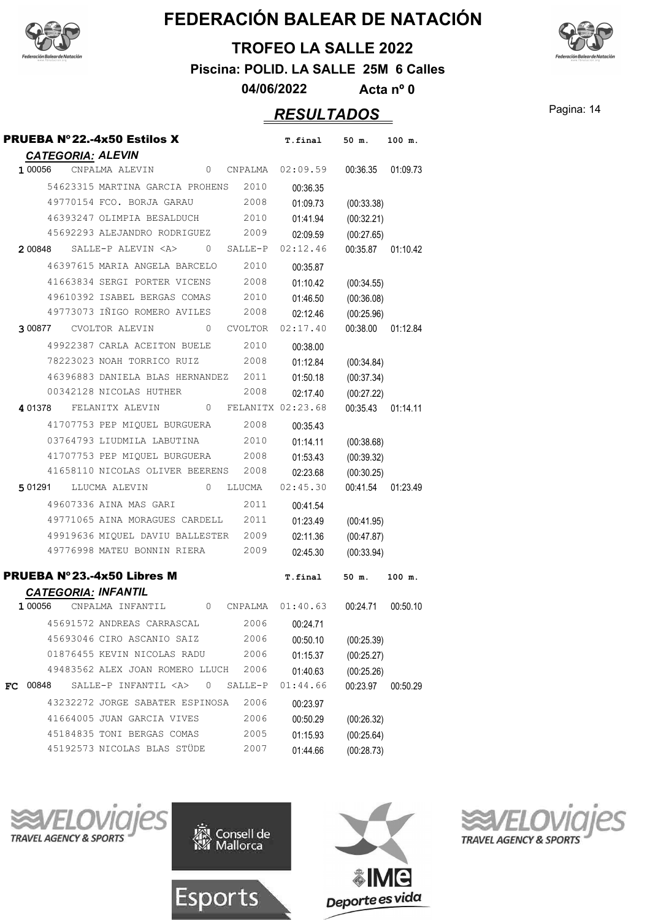# FEDERACIÓN BALEAR DE NATACIÓN

**TROFEO LA SALLE 2022**

**Piscina: POLID. LA SALLE 25M 6 Calles**

**04/06/2022 Acta nº 0**

## *RESULTADOS*

### PRUEBA Nº 22.-4x50 Estilos X

***CATEGORIA: ALEVIN***

| Pos. | Licencia | Nombre | Año | Club | T.final | 50 m. | 100 m. |
|---|---|---|---|---|---|---|---|
| 1 | 00056 | CNPALMA ALEVIN | 0 | CNPALMA | 02:09.59 | 00:36.35 | 01:09.73 |
| | 54623315 | MARTINA GARCIA PROHENS | 2010 | | 00:36.35 | | |
| | 49770154 | FCO. BORJA GARAU | 2008 | | 01:09.73 | (00:33.38) | |
| | 46393247 | OLIMPIA BESALDUCH | 2010 | | 01:41.94 | (00:32.21) | |
| | 45692293 | ALEJANDRO RODRIGUEZ | 2009 | | 02:09.59 | (00:27.65) | |
| 2 | 00848 | SALLE-P ALEVIN <A> | 0 | SALLE-P | 02:12.46 | 00:35.87 | 01:10.42 |
| | 46397615 | MARIA ANGELA BARCELO | 2010 | | 00:35.87 | | |
| | 41663834 | SERGI PORTER VICENS | 2008 | | 01:10.42 | (00:34.55) | |
| | 49610392 | ISABEL BERGAS COMAS | 2010 | | 01:46.50 | (00:36.08) | |
| | 49773073 | IÑIGO ROMERO AVILES | 2008 | | 02:12.46 | (00:25.96) | |
| 3 | 00877 | CVOLTOR ALEVIN | 0 | CVOLTOR | 02:17.40 | 00:38.00 | 01:12.84 |
| | 49922387 | CARLA ACEITON BUELE | 2010 | | 00:38.00 | | |
| | 78223023 | NOAH TORRICO RUIZ | 2008 | | 01:12.84 | (00:34.84) | |
| | 46396883 | DANIELA BLAS HERNANDEZ | 2011 | | 01:50.18 | (00:37.34) | |
| | 00342128 | NICOLAS HUTHER | 2008 | | 02:17.40 | (00:27.22) | |
| 4 | 01378 | FELANITX ALEVIN | 0 | FELANITX | 02:23.68 | 00:35.43 | 01:14.11 |
| | 41707753 | PEP MIQUEL BURGUERA | 2008 | | 00:35.43 | | |
| | 03764793 | LIUDMILA LABUTINA | 2010 | | 01:14.11 | (00:38.68) | |
| | 41707753 | PEP MIQUEL BURGUERA | 2008 | | 01:53.43 | (00:39.32) | |
| | 41658110 | NICOLAS OLIVER BEERENS | 2008 | | 02:23.68 | (00:30.25) | |
| 5 | 01291 | LLUCMA ALEVIN | 0 | LLUCMA | 02:45.30 | 00:41.54 | 01:23.49 |
| | 49607336 | AINA MAS GARI | 2011 | | 00:41.54 | | |
| | 49771065 | AINA MORAGUES CARDELL | 2011 | | 01:23.49 | (00:41.95) | |
| | 49919636 | MIQUEL DAVIU BALLESTER | 2009 | | 02:11.36 | (00:47.87) | |
| | 49776998 | MATEU BONNIN RIERA | 2009 | | 02:45.30 | (00:33.94) | |

### PRUEBA Nº 23.-4x50 Libres M

***CATEGORIA: INFANTIL***

| Pos. | Licencia | Nombre | Año | Club | T.final | 50 m. | 100 m. |
|---|---|---|---|---|---|---|---|
| 1 | 00056 | CNPALMA INFANTIL | 0 | CNPALMA | 01:40.63 | 00:24.71 | 00:50.10 |
| | 45691572 | ANDREAS CARRASCAL | 2006 | | 00:24.71 | | |
| | 45693046 | CIRO ASCANIO SAIZ | 2006 | | 00:50.10 | (00:25.39) | |
| | 01876455 | KEVIN NICOLAS RADU | 2006 | | 01:15.37 | (00:25.27) | |
| | 49483562 | ALEX JOAN ROMERO LLUCH | 2006 | | 01:40.63 | (00:25.26) | |
| FC | 00848 | SALLE-P INFANTIL <A> | 0 | SALLE-P | 01:44.66 | 00:23.97 | 00:50.29 |
| | 43232272 | JORGE SABATER ESPINOSA | 2006 | | 00:23.97 | | |
| | 41664005 | JUAN GARCIA VIVES | 2006 | | 00:50.29 | (00:26.32) | |
| | 45184835 | TONI BERGAS COMAS | 2005 | | 01:15.93 | (00:25.64) | |
| | 45192573 | NICOLAS BLAS STÜDE | 2007 | | 01:44.66 | (00:28.73) | |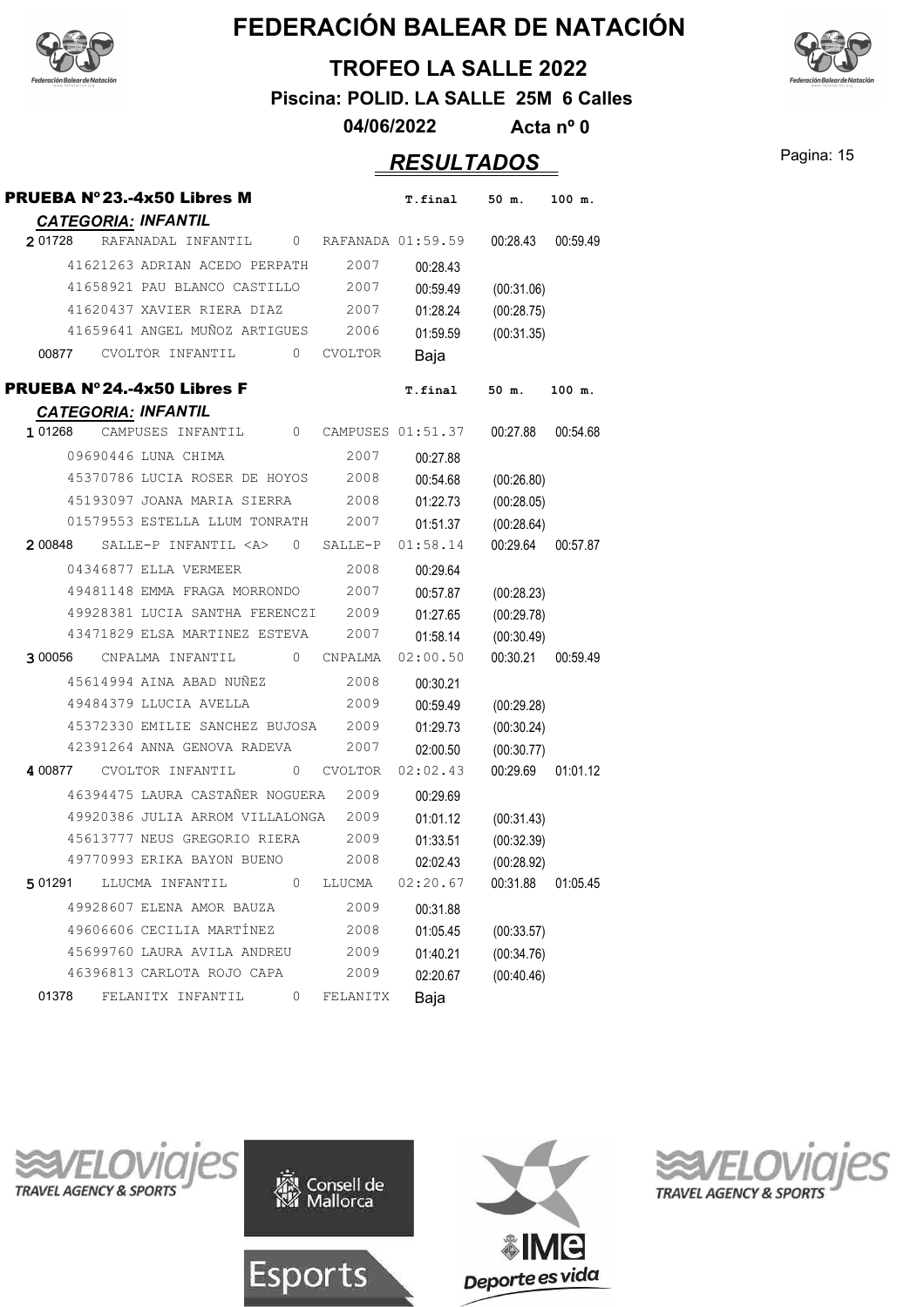# FEDERACIÓN BALEAR DE NATACIÓN

**TROFEO LA SALLE 2022**

**Piscina: POLID. LA SALLE 25M 6 Calles**

**04/06/2022 Acta nº 0**

## *RESULTADOS*

### PRUEBA Nº 23.-4x50 Libres M

*CATEGORIA: INFANTIL*

| Pos | Código | Nombre | | Club | T.final | 50 m. | 100 m. |
|---|---|---|---|---|---|---|---|
| 2 | 01728 | RAFANADAL INFANTIL | 0 | RAFANADA | 01:59.59 | 00:28.43 | 00:59.49 |
| | 41621263 | ADRIAN ACEDO PERPATH | 2007 | | 00:28.43 | | |
| | 41658921 | PAU BLANCO CASTILLO | 2007 | | 00:59.49 | (00:31.06) | |
| | 41620437 | XAVIER RIERA DIAZ | 2007 | | 01:28.24 | (00:28.75) | |
| | 41659641 | ANGEL MUÑOZ ARTIGUES | 2006 | | 01:59.59 | (00:31.35) | |
| | 00877 | CVOLTOR INFANTIL | 0 | CVOLTOR | Baja | | |

### PRUEBA Nº 24.-4x50 Libres F

*CATEGORIA: INFANTIL*

| Pos | Código | Nombre | | Club | T.final | 50 m. | 100 m. |
|---|---|---|---|---|---|---|---|
| 1 | 01268 | CAMPUSES INFANTIL | 0 | CAMPUSES | 01:51.37 | 00:27.88 | 00:54.68 |
| | 09690446 | LUNA CHIMA | 2007 | | 00:27.88 | | |
| | 45370786 | LUCIA ROSER DE HOYOS | 2008 | | 00:54.68 | (00:26.80) | |
| | 45193097 | JOANA MARIA SIERRA | 2008 | | 01:22.73 | (00:28.05) | |
| | 01579553 | ESTELLA LLUM TONRATH | 2007 | | 01:51.37 | (00:28.64) | |
| 2 | 00848 | SALLE-P INFANTIL <A> | 0 | SALLE-P | 01:58.14 | 00:29.64 | 00:57.87 |
| | 04346877 | ELLA VERMEER | 2008 | | 00:29.64 | | |
| | 49481148 | EMMA FRAGA MORRONDO | 2007 | | 00:57.87 | (00:28.23) | |
| | 49928381 | LUCIA SANTHA FERENCZI | 2009 | | 01:27.65 | (00:29.78) | |
| | 43471829 | ELSA MARTINEZ ESTEVA | 2007 | | 01:58.14 | (00:30.49) | |
| 3 | 00056 | CNPALMA INFANTIL | 0 | CNPALMA | 02:00.50 | 00:30.21 | 00:59.49 |
| | 45614994 | AINA ABAD NUÑEZ | 2008 | | 00:30.21 | | |
| | 49484379 | LLUCIA AVELLA | 2009 | | 00:59.49 | (00:29.28) | |
| | 45372330 | EMILIE SANCHEZ BUJOSA | 2009 | | 01:29.73 | (00:30.24) | |
| | 42391264 | ANNA GENOVA RADEVA | 2007 | | 02:00.50 | (00:30.77) | |
| 4 | 00877 | CVOLTOR INFANTIL | 0 | CVOLTOR | 02:02.43 | 00:29.69 | 01:01.12 |
| | 46394475 | LAURA CASTAÑER NOGUERA | 2009 | | 00:29.69 | | |
| | 49920386 | JULIA ARROM VILLALONGA | 2009 | | 01:01.12 | (00:31.43) | |
| | 45613777 | NEUS GREGORIO RIERA | 2009 | | 01:33.51 | (00:32.39) | |
| | 49770993 | ERIKA BAYON BUENO | 2008 | | 02:02.43 | (00:28.92) | |
| 5 | 01291 | LLUCMA INFANTIL | 0 | LLUCMA | 02:20.67 | 00:31.88 | 01:05.45 |
| | 49928607 | ELENA AMOR BAUZA | 2009 | | 00:31.88 | | |
| | 49606606 | CECILIA MARTÍNEZ | 2008 | | 01:05.45 | (00:33.57) | |
| | 45699760 | LAURA AVILA ANDREU | 2009 | | 01:40.21 | (00:34.76) | |
| | 46396813 | CARLOTA ROJO CAPA | 2009 | | 02:20.67 | (00:40.46) | |
| | 01378 | FELANITX INFANTIL | 0 | FELANITX | Baja | | |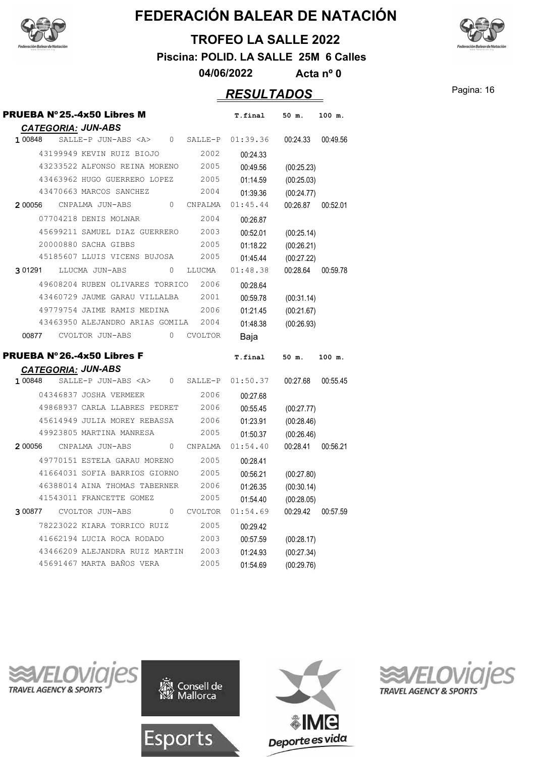# FEDERACIÓN BALEAR DE NATACIÓN

## TROFEO LA SALLE 2022

**Piscina: POLID. LA SALLE 25M 6 Calles**

**04/06/2022 Acta nº 0**

## *RESULTADOS*

### PRUEBA Nº 25.-4x50 Libres M

***CATEGORIA: JUN-ABS***

| | | | | T.final | 50 m. | 100 m. |
|---|---|---|---|---|---|---|
| 1 | 00848 | SALLE-P JUN-ABS <A> 0 | SALLE-P | 01:39.36 | 00:24.33 | 00:49.56 |
| | 43199949 | KEVIN RUIZ BIOJO | 2002 | 00:24.33 | | |
| | 43233522 | ALFONSO REINA MORENO | 2005 | 00:49.56 | (00:25.23) | |
| | 43463962 | HUGO GUERRERO LOPEZ | 2005 | 01:14.59 | (00:25.03) | |
| | 43470663 | MARCOS SANCHEZ | 2004 | 01:39.36 | (00:24.77) | |
| 2 | 00056 | CNPALMA JUN-ABS 0 | CNPALMA | 01:45.44 | 00:26.87 | 00:52.01 |
| | 07704218 | DENIS MOLNAR | 2004 | 00:26.87 | | |
| | 45699211 | SAMUEL DIAZ GUERRERO | 2003 | 00:52.01 | (00:25.14) | |
| | 20000880 | SACHA GIBBS | 2005 | 01:18.22 | (00:26.21) | |
| | 45185607 | LLUIS VICENS BUJOSA | 2005 | 01:45.44 | (00:27.22) | |
| 3 | 01291 | LLUCMA JUN-ABS 0 | LLUCMA | 01:48.38 | 00:28.64 | 00:59.78 |
| | 49608204 | RUBEN OLIVARES TORRICO | 2006 | 00:28.64 | | |
| | 43460729 | JAUME GARAU VILLALBA | 2001 | 00:59.78 | (00:31.14) | |
| | 49779754 | JAIME RAMIS MEDINA | 2006 | 01:21.45 | (00:21.67) | |
| | 43463950 | ALEJANDRO ARIAS GOMILA | 2004 | 01:48.38 | (00:26.93) | |
| | 00877 | CVOLTOR JUN-ABS 0 | CVOLTOR | Baja | | |

### PRUEBA Nº 26.-4x50 Libres F

***CATEGORIA: JUN-ABS***

| | | | | T.final | 50 m. | 100 m. |
|---|---|---|---|---|---|---|
| 1 | 00848 | SALLE-P JUN-ABS <A> 0 | SALLE-P | 01:50.37 | 00:27.68 | 00:55.45 |
| | 04346837 | JOSHA VERMEER | 2006 | 00:27.68 | | |
| | 49868937 | CARLA LLABRES PEDRET | 2006 | 00:55.45 | (00:27.77) | |
| | 45614949 | JULIA MOREY REBASSA | 2006 | 01:23.91 | (00:28.46) | |
| | 49923805 | MARTINA MANRESA | 2005 | 01:50.37 | (00:26.46) | |
| 2 | 00056 | CNPALMA JUN-ABS 0 | CNPALMA | 01:54.40 | 00:28.41 | 00:56.21 |
| | 49770151 | ESTELA GARAU MORENO | 2005 | 00:28.41 | | |
| | 41664031 | SOFIA BARRIOS GIORNO | 2005 | 00:56.21 | (00:27.80) | |
| | 46388014 | AINA THOMAS TABERNER | 2006 | 01:26.35 | (00:30.14) | |
| | 41543011 | FRANCETTE GOMEZ | 2005 | 01:54.40 | (00:28.05) | |
| 3 | 00877 | CVOLTOR JUN-ABS 0 | CVOLTOR | 01:54.69 | 00:29.42 | 00:57.59 |
| | 78223022 | KIARA TORRICO RUIZ | 2005 | 00:29.42 | | |
| | 41662194 | LUCIA ROCA RODADO | 2003 | 00:57.59 | (00:28.17) | |
| | 43466209 | ALEJANDRA RUIZ MARTIN | 2003 | 01:24.93 | (00:27.34) | |
| | 45691467 | MARTA BAÑOS VERA | 2005 | 01:54.69 | (00:29.76) | |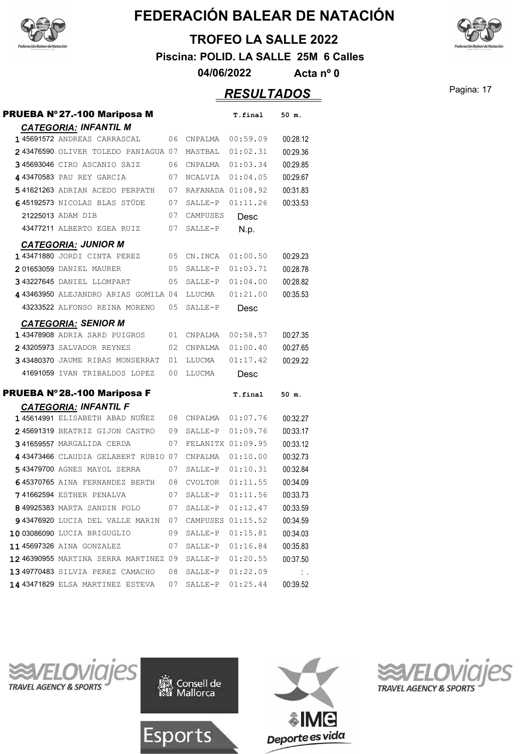# FEDERACIÓN BALEAR DE NATACIÓN

## TROFEO LA SALLE 2022

**Piscina: POLID. LA SALLE 25M 6 Calles**

**04/06/2022 Acta nº 0**

## *RESULTADOS*

### PRUEBA Nº 27.-100 Mariposa M

| | | | | | T.final | 50 m. |
|---|---|---|---|---|---|---|
| ***CATEGORIA: INFANTIL M*** | | | | | | |
| 1 | 45691572 | ANDREAS CARRASCAL | 06 | CNPALMA | 00:59.09 | 00:28.12 |
| 2 | 43476590 | OLIVER TOLEDO PANIAGUA | 07 | MASTBAL | 01:02.31 | 00:29.36 |
| 3 | 45693046 | CIRO ASCANIO SAIZ | 06 | CNPALMA | 01:03.34 | 00:29.85 |
| 4 | 43470583 | PAU REY GARCIA | 07 | NCALVIA | 01:04.05 | 00:29.67 |
| 5 | 41621263 | ADRIAN ACEDO PERPATH | 07 | RAFANADA | 01:08.92 | 00:31.83 |
| 6 | 45192573 | NICOLAS BLAS STÜDE | 07 | SALLE-P | 01:11.26 | 00:33.53 |
| | 21225013 | ADAM DIB | 07 | CAMPUSES | Desc | |
| | 43477211 | ALBERTO EGEA RUIZ | 07 | SALLE-P | N.p. | |
| ***CATEGORIA: JUNIOR M*** | | | | | | |
| 1 | 43471880 | JORDI CINTA PEREZ | 05 | CN.INCA | 01:00.50 | 00:29.23 |
| 2 | 01653059 | DANIEL MAURER | 05 | SALLE-P | 01:03.71 | 00:28.78 |
| 3 | 43227645 | DANIEL LLOMPART | 05 | SALLE-P | 01:04.00 | 00:28.82 |
| 4 | 43463950 | ALEJANDRO ARIAS GOMILA | 04 | LLUCMA | 01:21.00 | 00:35.53 |
| | 43233522 | ALFONSO REINA MORENO | 05 | SALLE-P | Desc | |
| ***CATEGORIA: SENIOR M*** | | | | | | |
| 1 | 43478908 | ADRIA SARD PUIGROS | 01 | CNPALMA | 00:58.57 | 00:27.35 |
| 2 | 43205973 | SALVADOR REYNES | 02 | CNPALMA | 01:00.40 | 00:27.65 |
| 3 | 43480370 | JAUME RIBAS MONSERRAT | 01 | LLUCMA | 01:17.42 | 00:29.22 |
| | 41691059 | IVAN TRIBALDOS LOPEZ | 00 | LLUCMA | Desc | |

### PRUEBA Nº 28.-100 Mariposa F

| | | | | | T.final | 50 m. |
|---|---|---|---|---|---|---|
| ***CATEGORIA: INFANTIL F*** | | | | | | |
| 1 | 45614991 | ELISABETH ABAD NUÑEZ | 08 | CNPALMA | 01:07.76 | 00:32.27 |
| 2 | 45691319 | BEATRIZ GIJON CASTRO | 09 | SALLE-P | 01:09.76 | 00:33.17 |
| 3 | 41659557 | MARGALIDA CERDA | 07 | FELANITX | 01:09.95 | 00:33.12 |
| 4 | 43473466 | CLAUDIA GELABERT RUBIO | 07 | CNPALMA | 01:10.00 | 00:32.73 |
| 5 | 43479700 | AGNES MAYOL SERRA | 07 | SALLE-P | 01:10.31 | 00:32.84 |
| 6 | 45370765 | AINA FERNANDEZ BERTH | 08 | CVOLTOR | 01:11.55 | 00:34.09 |
| 7 | 41662594 | ESTHER PENALVA | 07 | SALLE-P | 01:11.56 | 00:33.73 |
| 8 | 49925383 | MARTA SANDIN POLO | 07 | SALLE-P | 01:12.47 | 00:33.59 |
| 9 | 43476920 | LUCIA DEL VALLE MARIN | 07 | CAMPUSES | 01:15.52 | 00:34.59 |
| 10 | 03086090 | LUCIA BRIGUGLIO | 09 | SALLE-P | 01:15.81 | 00:34.03 |
| 11 | 45697326 | AINA GONZALEZ | 07 | SALLE-P | 01:16.84 | 00:35.83 |
| 12 | 46390955 | MARTINA SERRA MARTINEZ | 09 | SALLE-P | 01:20.55 | 00:37.50 |
| 13 | 49770483 | SILVIA PEREZ CAMACHO | 08 | SALLE-P | 01:22.09 | :. |
| 14 | 43471829 | ELSA MARTINEZ ESTEVA | 07 | SALLE-P | 01:25.44 | 00:39.52 |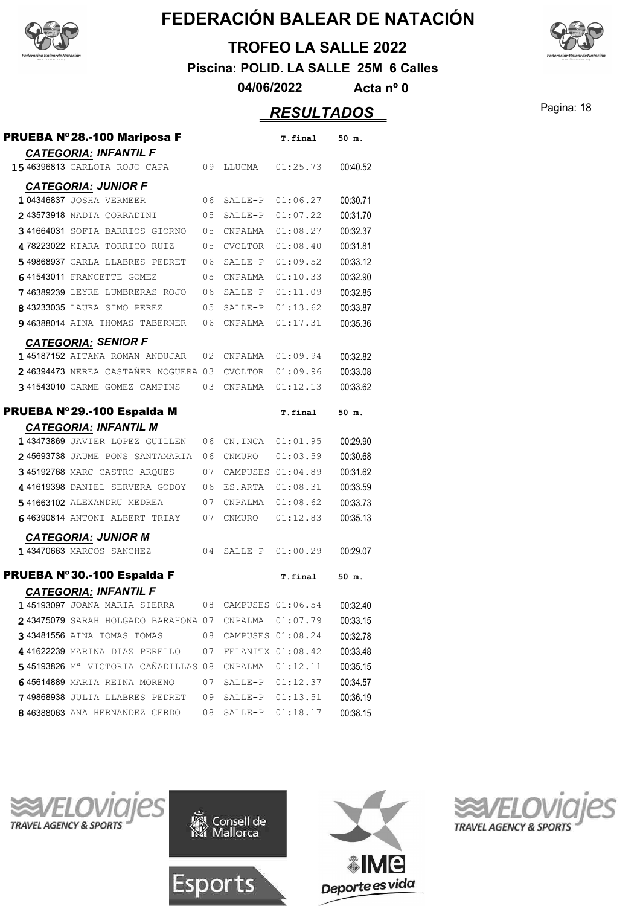# FEDERACIÓN BALEAR DE NATACIÓN

**TROFEO LA SALLE 2022**

**Piscina: POLID. LA SALLE 25M 6 Calles**

**04/06/2022 Acta nº 0**

## *RESULTADOS*

### PRUEBA Nº28.-100 Mariposa F

| | | | | | T.final | 50 m. |
|---|---|---|---|---|---|---|
| ***CATEGORIA: INFANTIL F*** | | | | | | |
| 15 | 46396813 | CARLOTA ROJO CAPA | 09 | LLUCMA | 01:25.73 | 00:40.52 |
| ***CATEGORIA: JUNIOR F*** | | | | | | |
| 1 | 04346837 | JOSHA VERMEER | 06 | SALLE-P | 01:06.27 | 00:30.71 |
| 2 | 43573918 | NADIA CORRADINI | 05 | SALLE-P | 01:07.22 | 00:31.70 |
| 3 | 41664031 | SOFIA BARRIOS GIORNO | 05 | CNPALMA | 01:08.27 | 00:32.37 |
| 4 | 78223022 | KIARA TORRICO RUIZ | 05 | CVOLTOR | 01:08.40 | 00:31.81 |
| 5 | 49868937 | CARLA LLABRES PEDRET | 06 | SALLE-P | 01:09.52 | 00:33.12 |
| 6 | 41543011 | FRANCETTE GOMEZ | 05 | CNPALMA | 01:10.33 | 00:32.90 |
| 7 | 46389239 | LEYRE LUMBRERAS ROJO | 06 | SALLE-P | 01:11.09 | 00:32.85 |
| 8 | 43233035 | LAURA SIMO PEREZ | 05 | SALLE-P | 01:13.62 | 00:33.87 |
| 9 | 46388014 | AINA THOMAS TABERNER | 06 | CNPALMA | 01:17.31 | 00:35.36 |
| ***CATEGORIA: SENIOR F*** | | | | | | |
| 1 | 45187152 | AITANA ROMAN ANDUJAR | 02 | CNPALMA | 01:09.94 | 00:32.82 |
| 2 | 46394473 | NEREA CASTAÑER NOGUERA | 03 | CVOLTOR | 01:09.96 | 00:33.08 |
| 3 | 41543010 | CARME GOMEZ CAMPINS | 03 | CNPALMA | 01:12.13 | 00:33.62 |

### PRUEBA Nº29.-100 Espalda M

| | | | | | T.final | 50 m. |
|---|---|---|---|---|---|---|
| ***CATEGORIA: INFANTIL M*** | | | | | | |
| 1 | 43473869 | JAVIER LOPEZ GUILLEN | 06 | CN.INCA | 01:01.95 | 00:29.90 |
| 2 | 45693738 | JAUME PONS SANTAMARIA | 06 | CNMURO | 01:03.59 | 00:30.68 |
| 3 | 45192768 | MARC CASTRO ARQUES | 07 | CAMPUSES | 01:04.89 | 00:31.62 |
| 4 | 41619398 | DANIEL SERVERA GODOY | 06 | ES.ARTA | 01:08.31 | 00:33.59 |
| 5 | 41663102 | ALEXANDRU MEDREA | 07 | CNPALMA | 01:08.62 | 00:33.73 |
| 6 | 46390814 | ANTONI ALBERT TRIAY | 07 | CNMURO | 01:12.83 | 00:35.13 |
| ***CATEGORIA: JUNIOR M*** | | | | | | |
| 1 | 43470663 | MARCOS SANCHEZ | 04 | SALLE-P | 01:00.29 | 00:29.07 |

### PRUEBA Nº30.-100 Espalda F

| | | | | | T.final | 50 m. |
|---|---|---|---|---|---|---|
| ***CATEGORIA: INFANTIL F*** | | | | | | |
| 1 | 45193097 | JOANA MARIA SIERRA | 08 | CAMPUSES | 01:06.54 | 00:32.40 |
| 2 | 43475079 | SARAH HOLGADO BARAHONA | 07 | CNPALMA | 01:07.79 | 00:33.15 |
| 3 | 43481556 | AINA TOMAS TOMAS | 08 | CAMPUSES | 01:08.24 | 00:32.78 |
| 4 | 41622239 | MARINA DIAZ PERELLO | 07 | FELANITX | 01:08.42 | 00:33.48 |
| 5 | 45193826 | Mª VICTORIA CAÑADILLAS | 08 | CNPALMA | 01:12.11 | 00:35.15 |
| 6 | 45614889 | MARIA REINA MORENO | 07 | SALLE-P | 01:12.37 | 00:34.57 |
| 7 | 49868938 | JULIA LLABRES PEDRET | 09 | SALLE-P | 01:13.51 | 00:36.19 |
| 8 | 46388063 | ANA HERNANDEZ CERDO | 08 | SALLE-P | 01:18.17 | 00:38.15 |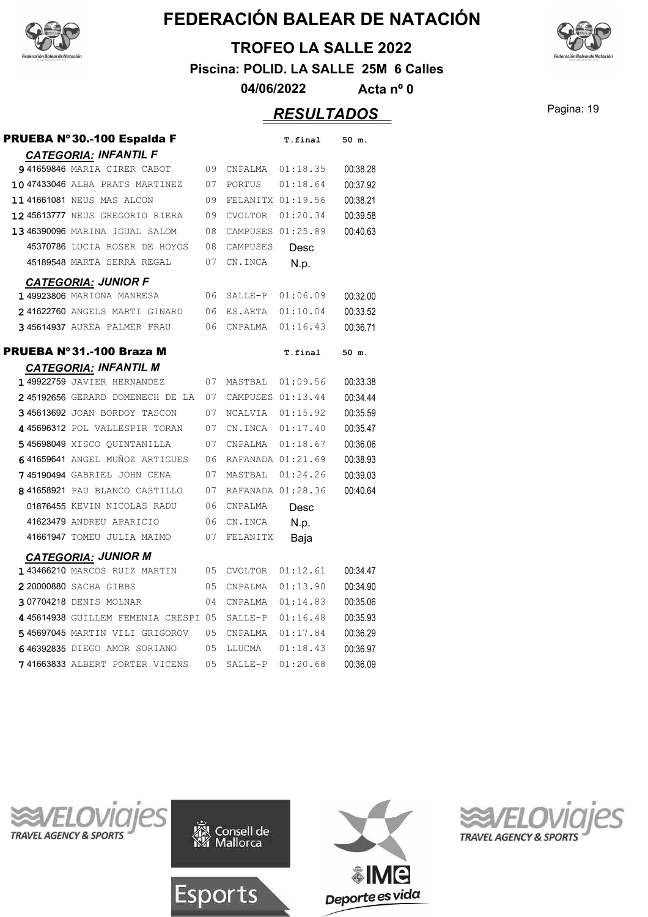# FEDERACIÓN BALEAR DE NATACIÓN

## TROFEO LA SALLE 2022

**Piscina: POLID. LA SALLE 25M 6 Calles**

**04/06/2022** **Acta nº 0**

## *RESULTADOS*

### PRUEBA Nº30.-100 Espalda F

***CATEGORIA: INFANTIL F***

| Pos | Licencia | Nombre | Año | Club | T.final | 50 m. |
|---|---|---|---|---|---|---|
| 9 | 41659846 | MARIA CIRER CABOT | 09 | CNPALMA | 01:18.35 | 00:38.28 |
| 10 | 47433046 | ALBA PRATS MARTINEZ | 07 | PORTUS | 01:18.64 | 00:37.92 |
| 11 | 41661081 | NEUS MAS ALCON | 09 | FELANITX | 01:19.56 | 00:38.21 |
| 12 | 45613777 | NEUS GREGORIO RIERA | 09 | CVOLTOR | 01:20.34 | 00:39.58 |
| 13 | 46390096 | MARINA IGUAL SALOM | 08 | CAMPUSES | 01:25.89 | 00:40.63 |
| | 45370786 | LUCIA ROSER DE HOYOS | 08 | CAMPUSES | Desc | |
| | 45189548 | MARTA SERRA REGAL | 07 | CN.INCA | N.p. | |

***CATEGORIA: JUNIOR F***

| Pos | Licencia | Nombre | Año | Club | T.final | 50 m. |
|---|---|---|---|---|---|---|
| 1 | 49923806 | MARIONA MANRESA | 06 | SALLE-P | 01:06.09 | 00:32.00 |
| 2 | 41622760 | ANGELS MARTI GINARD | 06 | ES.ARTA | 01:10.04 | 00:33.52 |
| 3 | 45614937 | AUREA PALMER FRAU | 06 | CNPALMA | 01:16.43 | 00:36.71 |

### PRUEBA Nº31.-100 Braza M

***CATEGORIA: INFANTIL M***

| Pos | Licencia | Nombre | Año | Club | T.final | 50 m. |
|---|---|---|---|---|---|---|
| 1 | 49922759 | JAVIER HERNANDEZ | 07 | MASTBAL | 01:09.56 | 00:33.38 |
| 2 | 45192656 | GERARD DOMENECH DE LA | 07 | CAMPUSES | 01:13.44 | 00:34.44 |
| 3 | 45613692 | JOAN BORDOY TASCON | 07 | NCALVIA | 01:15.92 | 00:35.59 |
| 4 | 45696312 | POL VALLESPIR TORAN | 07 | CN.INCA | 01:17.40 | 00:35.47 |
| 5 | 45698049 | XISCO QUINTANILLA | 07 | CNPALMA | 01:18.67 | 00:36.06 |
| 6 | 41659641 | ANGEL MUÑOZ ARTIGUES | 06 | RAFANADA | 01:21.69 | 00:38.93 |
| 7 | 45190494 | GABRIEL JOHN CENA | 07 | MASTBAL | 01:24.26 | 00:39.03 |
| 8 | 41658921 | PAU BLANCO CASTILLO | 07 | RAFANADA | 01:28.36 | 00:40.64 |
| | 01876455 | KEVIN NICOLAS RADU | 06 | CNPALMA | Desc | |
| | 41623479 | ANDREU APARICIO | 06 | CN.INCA | N.p. | |
| | 41661947 | TOMEU JULIA MAIMO | 07 | FELANITX | Baja | |

***CATEGORIA: JUNIOR M***

| Pos | Licencia | Nombre | Año | Club | T.final | 50 m. |
|---|---|---|---|---|---|---|
| 1 | 43466210 | MARCOS RUIZ MARTIN | 05 | CVOLTOR | 01:12.61 | 00:34.47 |
| 2 | 20000880 | SACHA GIBBS | 05 | CNPALMA | 01:13.90 | 00:34.90 |
| 3 | 07704218 | DENIS MOLNAR | 04 | CNPALMA | 01:14.83 | 00:35.06 |
| 4 | 45614938 | GUILLEM FEMENIA CRESPI | 05 | SALLE-P | 01:16.48 | 00:35.93 |
| 5 | 45697045 | MARTIN VILI GRIGOROV | 05 | CNPALMA | 01:17.84 | 00:36.29 |
| 6 | 46392835 | DIEGO AMOR SORIANO | 05 | LLUCMA | 01:18.43 | 00:36.97 |
| 7 | 41663833 | ALBERT PORTER VICENS | 05 | SALLE-P | 01:20.68 | 00:36.09 |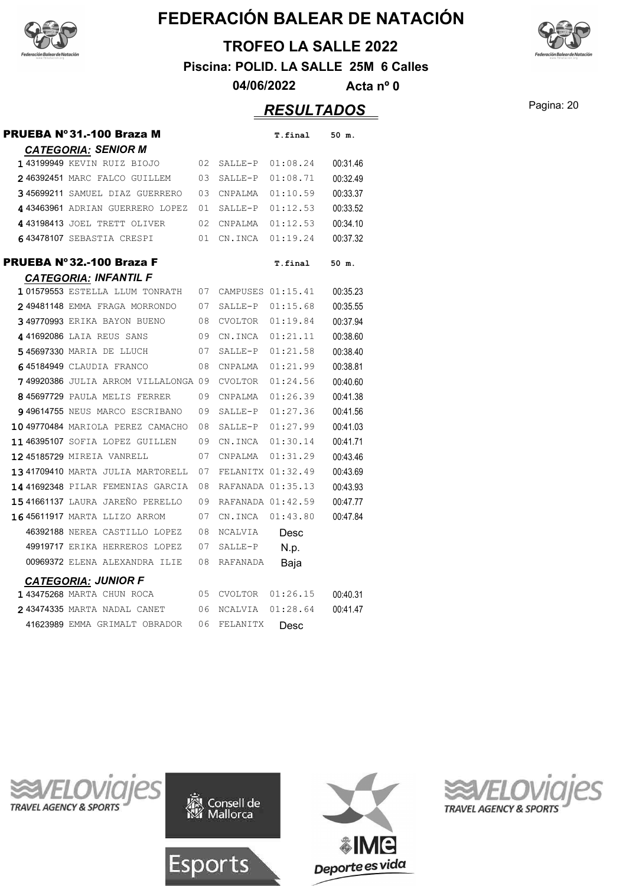# FEDERACIÓN BALEAR DE NATACIÓN

## TROFEO LA SALLE 2022

**Piscina: POLID. LA SALLE 25M 6 Calles**

**04/06/2022 Acta nº 0**

## *RESULTADOS*

### PRUEBA Nº 31.-100 Braza M

***CATEGORIA: SENIOR M***

| Pos. | Licencia | Nombre | Año | Club | T.final | 50 m. |
|---|---|---|---|---|---|---|
| 1 | 43199949 | KEVIN RUIZ BIOJO | 02 | SALLE-P | 01:08.24 | 00:31.46 |
| 2 | 46392451 | MARC FALCO GUILLEM | 03 | SALLE-P | 01:08.71 | 00:32.49 |
| 3 | 45699211 | SAMUEL DIAZ GUERRERO | 03 | CNPALMA | 01:10.59 | 00:33.37 |
| 4 | 43463961 | ADRIAN GUERRERO LOPEZ | 01 | SALLE-P | 01:12.53 | 00:33.52 |
| 4 | 43198413 | JOEL TRETT OLIVER | 02 | CNPALMA | 01:12.53 | 00:34.10 |
| 6 | 43478107 | SEBASTIA CRESPI | 01 | CN.INCA | 01:19.24 | 00:37.32 |

### PRUEBA Nº 32.-100 Braza F

***CATEGORIA: INFANTIL F***

| Pos. | Licencia | Nombre | Año | Club | T.final | 50 m. |
|---|---|---|---|---|---|---|
| 1 | 01579553 | ESTELLA LLUM TONRATH | 07 | CAMPUSES | 01:15.41 | 00:35.23 |
| 2 | 49481148 | EMMA FRAGA MORRONDO | 07 | SALLE-P | 01:15.68 | 00:35.55 |
| 3 | 49770993 | ERIKA BAYON BUENO | 08 | CVOLTOR | 01:19.84 | 00:37.94 |
| 4 | 41692086 | LAIA REUS SANS | 09 | CN.INCA | 01:21.11 | 00:38.60 |
| 5 | 45697330 | MARIA DE LLUCH | 07 | SALLE-P | 01:21.58 | 00:38.40 |
| 6 | 45184949 | CLAUDIA FRANCO | 08 | CNPALMA | 01:21.99 | 00:38.81 |
| 7 | 49920386 | JULIA ARROM VILLALONGA | 09 | CVOLTOR | 01:24.56 | 00:40.60 |
| 8 | 45697729 | PAULA MELIS FERRER | 09 | CNPALMA | 01:26.39 | 00:41.38 |
| 9 | 49614755 | NEUS MARCO ESCRIBANO | 09 | SALLE-P | 01:27.36 | 00:41.56 |
| 10 | 49770484 | MARIOLA PEREZ CAMACHO | 08 | SALLE-P | 01:27.99 | 00:41.03 |
| 11 | 46395107 | SOFIA LOPEZ GUILLEN | 09 | CN.INCA | 01:30.14 | 00:41.71 |
| 12 | 45185729 | MIREIA VANRELL | 07 | CNPALMA | 01:31.29 | 00:43.46 |
| 13 | 41709410 | MARTA JULIA MARTORELL | 07 | FELANITX | 01:32.49 | 00:43.69 |
| 14 | 41692348 | PILAR FEMENIAS GARCIA | 08 | RAFANADA | 01:35.13 | 00:43.93 |
| 15 | 41661137 | LAURA JAREÑO PERELLO | 09 | RAFANADA | 01:42.59 | 00:47.77 |
| 16 | 45611917 | MARTA LLIZO ARROM | 07 | CN.INCA | 01:43.80 | 00:47.84 |
| | 46392188 | NEREA CASTILLO LOPEZ | 08 | NCALVIA | Desc | |
| | 49919717 | ERIKA HERREROS LOPEZ | 07 | SALLE-P | N.p. | |
| | 00969372 | ELENA ALEXANDRA ILIE | 08 | RAFANADA | Baja | |

***CATEGORIA: JUNIOR F***

| Pos. | Licencia | Nombre | Año | Club | T.final | 50 m. |
|---|---|---|---|---|---|---|
| 1 | 43475268 | MARTA CHUN ROCA | 05 | CVOLTOR | 01:26.15 | 00:40.31 |
| 2 | 43474335 | MARTA NADAL CANET | 06 | NCALVIA | 01:28.64 | 00:41.47 |
| | 41623989 | EMMA GRIMALT OBRADOR | 06 | FELANITX | Desc | |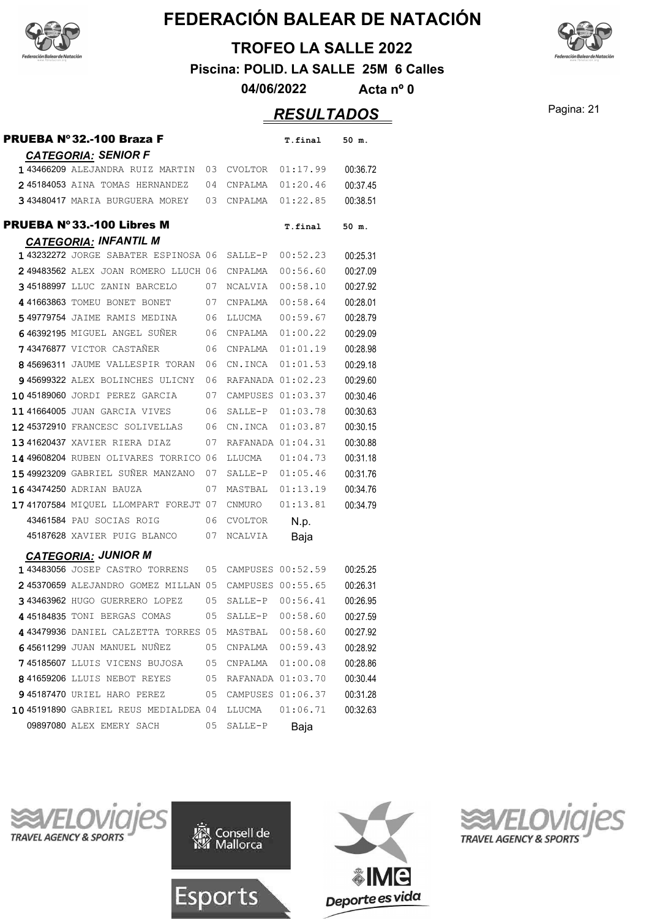# FEDERACIÓN BALEAR DE NATACIÓN

## TROFEO LA SALLE 2022

**Piscina: POLID. LA SALLE 25M 6 Calles**

**04/06/2022** **Acta nº 0**

## *RESULTADOS*

### PRUEBA Nº 32.-100 Braza F

***CATEGORIA: SENIOR F***

| Pos. | Licencia | Nombre | Año | Club | T.final | 50 m. |
|---|---|---|---|---|---|---|
| 1 | 43466209 | ALEJANDRA RUIZ MARTIN | 03 | CVOLTOR | 01:17.99 | 00:36.72 |
| 2 | 45184053 | AINA TOMAS HERNANDEZ | 04 | CNPALMA | 01:20.46 | 00:37.45 |
| 3 | 43480417 | MARIA BURGUERA MOREY | 03 | CNPALMA | 01:22.85 | 00:38.51 |

### PRUEBA Nº 33.-100 Libres M

***CATEGORIA: INFANTIL M***

| Pos. | Licencia | Nombre | Año | Club | T.final | 50 m. |
|---|---|---|---|---|---|---|
| 1 | 43232272 | JORGE SABATER ESPINOSA | 06 | SALLE-P | 00:52.23 | 00:25.31 |
| 2 | 49483562 | ALEX JOAN ROMERO LLUCH | 06 | CNPALMA | 00:56.60 | 00:27.09 |
| 3 | 45188997 | LLUC ZANIN BARCELO | 07 | NCALVIA | 00:58.10 | 00:27.92 |
| 4 | 41663863 | TOMEU BONET BONET | 07 | CNPALMA | 00:58.64 | 00:28.01 |
| 5 | 49779754 | JAIME RAMIS MEDINA | 06 | LLUCMA | 00:59.67 | 00:28.79 |
| 6 | 46392195 | MIGUEL ANGEL SUÑER | 06 | CNPALMA | 01:00.22 | 00:29.09 |
| 7 | 43476877 | VICTOR CASTAÑER | 06 | CNPALMA | 01:01.19 | 00:28.98 |
| 8 | 45696311 | JAUME VALLESPIR TORAN | 06 | CN.INCA | 01:01.53 | 00:29.18 |
| 9 | 45699322 | ALEX BOLINCHES ULICNY | 06 | RAFANADA | 01:02.23 | 00:29.60 |
| 10 | 45189060 | JORDI PEREZ GARCIA | 07 | CAMPUSES | 01:03.37 | 00:30.46 |
| 11 | 41664005 | JUAN GARCIA VIVES | 06 | SALLE-P | 01:03.78 | 00:30.63 |
| 12 | 45372910 | FRANCESC SOLIVELLAS | 06 | CN.INCA | 01:03.87 | 00:30.15 |
| 13 | 41620437 | XAVIER RIERA DIAZ | 07 | RAFANADA | 01:04.31 | 00:30.88 |
| 14 | 49608204 | RUBEN OLIVARES TORRICO | 06 | LLUCMA | 01:04.73 | 00:31.18 |
| 15 | 49923209 | GABRIEL SUÑER MANZANO | 07 | SALLE-P | 01:05.46 | 00:31.76 |
| 16 | 43474250 | ADRIAN BAUZA | 07 | MASTBAL | 01:13.19 | 00:34.76 |
| 17 | 41707584 | MIQUEL LLOMPART FOREJT | 07 | CNMURO | 01:13.81 | 00:34.79 |
| | 43461584 | PAU SOCIAS ROIG | 06 | CVOLTOR | N.p. | |
| | 45187628 | XAVIER PUIG BLANCO | 07 | NCALVIA | Baja | |

***CATEGORIA: JUNIOR M***

| Pos. | Licencia | Nombre | Año | Club | T.final | 50 m. |
|---|---|---|---|---|---|---|
| 1 | 43483056 | JOSEP CASTRO TORRENS | 05 | CAMPUSES | 00:52.59 | 00:25.25 |
| 2 | 45370659 | ALEJANDRO GOMEZ MILLAN | 05 | CAMPUSES | 00:55.65 | 00:26.31 |
| 3 | 43463962 | HUGO GUERRERO LOPEZ | 05 | SALLE-P | 00:56.41 | 00:26.95 |
| 4 | 45184835 | TONI BERGAS COMAS | 05 | SALLE-P | 00:58.60 | 00:27.59 |
| 4 | 43479936 | DANIEL CALZETTA TORRES | 05 | MASTBAL | 00:58.60 | 00:27.92 |
| 6 | 45611299 | JUAN MANUEL NUÑEZ | 05 | CNPALMA | 00:59.43 | 00:28.92 |
| 7 | 45185607 | LLUIS VICENS BUJOSA | 05 | CNPALMA | 01:00.08 | 00:28.86 |
| 8 | 41659206 | LLUIS NEBOT REYES | 05 | RAFANADA | 01:03.70 | 00:30.44 |
| 9 | 45187470 | URIEL HARO PEREZ | 05 | CAMPUSES | 01:06.37 | 00:31.28 |
| 10 | 45191890 | GABRIEL REUS MEDIALDEA | 04 | LLUCMA | 01:06.71 | 00:32.63 |
| | 09897080 | ALEX EMERY SACH | 05 | SALLE-P | Baja | |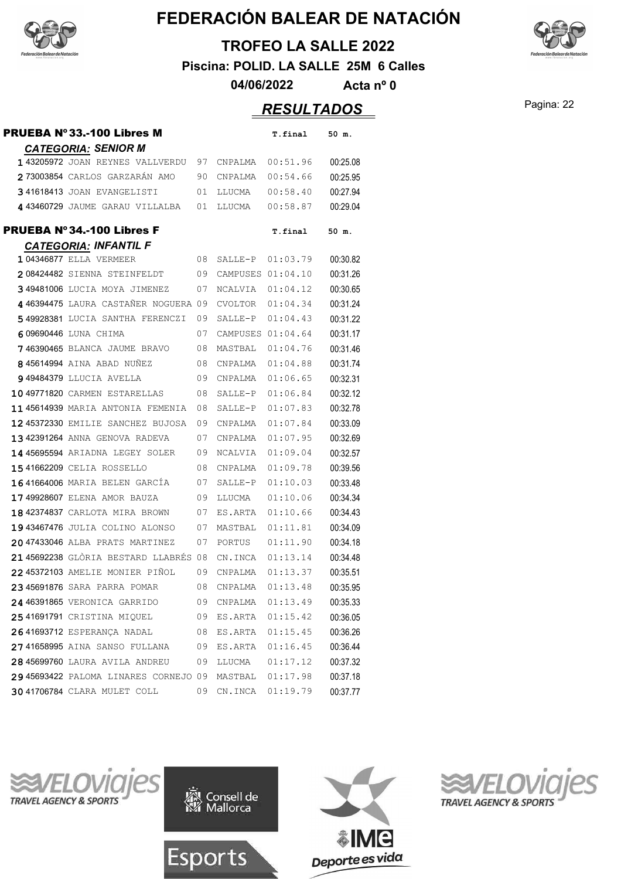# FEDERACIÓN BALEAR DE NATACIÓN

## TROFEO LA SALLE 2022

**Piscina: POLID. LA SALLE 25M 6 Calles**

**04/06/2022 Acta nº 0**

## *RESULTADOS*

### PRUEBA Nº 33.-100 Libres M

***CATEGORIA: SENIOR M***

| Pos | Licencia | Nombre | Año | Club | T.final | 50 m. |
|---|---|---|---|---|---|---|
| 1 | 43205972 | JOAN REYNES VALLVERDU | 97 | CNPALMA | 00:51.96 | 00:25.08 |
| 2 | 73003854 | CARLOS GARZARÁN AMO | 90 | CNPALMA | 00:54.66 | 00:25.95 |
| 3 | 41618413 | JOAN EVANGELISTI | 01 | LLUCMA | 00:58.40 | 00:27.94 |
| 4 | 43460729 | JAUME GARAU VILLALBA | 01 | LLUCMA | 00:58.87 | 00:29.04 |

### PRUEBA Nº 34.-100 Libres F

***CATEGORIA: INFANTIL F***

| Pos | Licencia | Nombre | Año | Club | T.final | 50 m. |
|---|---|---|---|---|---|---|
| 1 | 04346877 | ELLA VERMEER | 08 | SALLE-P | 01:03.79 | 00:30.82 |
| 2 | 08424482 | SIENNA STEINFELDT | 09 | CAMPUSES | 01:04.10 | 00:31.26 |
| 3 | 49481006 | LUCIA MOYA JIMENEZ | 07 | NCALVIA | 01:04.12 | 00:30.65 |
| 4 | 46394475 | LAURA CASTAÑER NOGUERA | 09 | CVOLTOR | 01:04.34 | 00:31.24 |
| 5 | 49928381 | LUCIA SANTHA FERENCZI | 09 | SALLE-P | 01:04.43 | 00:31.22 |
| 6 | 09690446 | LUNA CHIMA | 07 | CAMPUSES | 01:04.64 | 00:31.17 |
| 7 | 46390465 | BLANCA JAUME BRAVO | 08 | MASTBAL | 01:04.76 | 00:31.46 |
| 8 | 45614994 | AINA ABAD NUÑEZ | 08 | CNPALMA | 01:04.88 | 00:31.74 |
| 9 | 49484379 | LLUCIA AVELLA | 09 | CNPALMA | 01:06.65 | 00:32.31 |
| 10 | 49771820 | CARMEN ESTARELLAS | 08 | SALLE-P | 01:06.84 | 00:32.12 |
| 11 | 45614939 | MARIA ANTONIA FEMENIA | 08 | SALLE-P | 01:07.83 | 00:32.78 |
| 12 | 45372330 | EMILIE SANCHEZ BUJOSA | 09 | CNPALMA | 01:07.84 | 00:33.09 |
| 13 | 42391264 | ANNA GENOVA RADEVA | 07 | CNPALMA | 01:07.95 | 00:32.69 |
| 14 | 45695594 | ARIADNA LEGEY SOLER | 09 | NCALVIA | 01:09.04 | 00:32.57 |
| 15 | 41662209 | CELIA ROSSELLO | 08 | CNPALMA | 01:09.78 | 00:39.56 |
| 16 | 41664006 | MARIA BELEN GARCÍA | 07 | SALLE-P | 01:10.03 | 00:33.48 |
| 17 | 49928607 | ELENA AMOR BAUZA | 09 | LLUCMA | 01:10.06 | 00:34.34 |
| 18 | 42374837 | CARLOTA MIRA BROWN | 07 | ES.ARTA | 01:10.66 | 00:34.43 |
| 19 | 43467476 | JULIA COLINO ALONSO | 07 | MASTBAL | 01:11.81 | 00:34.09 |
| 20 | 47433046 | ALBA PRATS MARTINEZ | 07 | PORTUS | 01:11.90 | 00:34.18 |
| 21 | 45692238 | GLÒRIA BESTARD LLABRÉS | 08 | CN.INCA | 01:13.14 | 00:34.48 |
| 22 | 45372103 | AMELIE MONIER PIÑOL | 09 | CNPALMA | 01:13.37 | 00:35.51 |
| 23 | 45691876 | SARA PARRA POMAR | 08 | CNPALMA | 01:13.48 | 00:35.95 |
| 24 | 46391865 | VERONICA GARRIDO | 09 | CNPALMA | 01:13.49 | 00:35.33 |
| 25 | 41691791 | CRISTINA MIQUEL | 09 | ES.ARTA | 01:15.42 | 00:36.05 |
| 26 | 41693712 | ESPERANÇA NADAL | 08 | ES.ARTA | 01:15.45 | 00:36.26 |
| 27 | 41658995 | AINA SANSO FULLANA | 09 | ES.ARTA | 01:16.45 | 00:36.44 |
| 28 | 45699760 | LAURA AVILA ANDREU | 09 | LLUCMA | 01:17.12 | 00:37.32 |
| 29 | 45693422 | PALOMA LINARES CORNEJO | 09 | MASTBAL | 01:17.98 | 00:37.18 |
| 30 | 41706784 | CLARA MULET COLL | 09 | CN.INCA | 01:19.79 | 00:37.77 |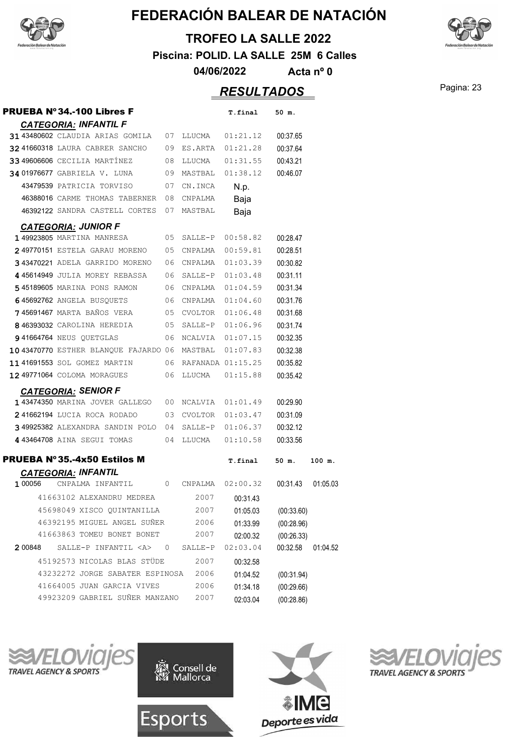# FEDERACIÓN BALEAR DE NATACIÓN

**TROFEO LA SALLE 2022**

**Piscina: POLID. LA SALLE 25M 6 Calles**

**04/06/2022 Acta nº 0**

## *RESULTADOS*

### PRUEBA Nº34.-100 Libres F

| | | | | | T.final | 50 m. |
|---|---|---|---|---|---|---|
| ***CATEGORIA: INFANTIL F*** | | | | | | |
| 31 | 43480602 | CLAUDIA ARIAS GOMILA | 07 | LLUCMA | 01:21.12 | 00:37.65 |
| 32 | 41660318 | LAURA CABRER SANCHO | 09 | ES.ARTA | 01:21.28 | 00:37.64 |
| 33 | 49606606 | CECILIA MARTÍNEZ | 08 | LLUCMA | 01:31.55 | 00:43.21 |
| 34 | 01976677 | GABRIELA V. LUNA | 09 | MASTBAL | 01:38.12 | 00:46.07 |
| | 43479539 | PATRICIA TORVISO | 07 | CN.INCA | N.p. | |
| | 46388016 | CARME THOMAS TABERNER | 08 | CNPALMA | Baja | |
| | 46392122 | SANDRA CASTELL CORTES | 07 | MASTBAL | Baja | |
| ***CATEGORIA: JUNIOR F*** | | | | | | |
| 1 | 49923805 | MARTINA MANRESA | 05 | SALLE-P | 00:58.82 | 00:28.47 |
| 2 | 49770151 | ESTELA GARAU MORENO | 05 | CNPALMA | 00:59.81 | 00:28.51 |
| 3 | 43470221 | ADELA GARRIDO MORENO | 06 | CNPALMA | 01:03.39 | 00:30.82 |
| 4 | 45614949 | JULIA MOREY REBASSA | 06 | SALLE-P | 01:03.48 | 00:31.11 |
| 5 | 45189605 | MARINA PONS RAMON | 06 | CNPALMA | 01:04.59 | 00:31.34 |
| 6 | 45692762 | ANGELA BUSQUETS | 06 | CNPALMA | 01:04.60 | 00:31.76 |
| 7 | 45691467 | MARTA BAÑOS VERA | 05 | CVOLTOR | 01:06.48 | 00:31.68 |
| 8 | 46393032 | CAROLINA HEREDIA | 05 | SALLE-P | 01:06.96 | 00:31.74 |
| 9 | 41664764 | NEUS QUETGLAS | 06 | NCALVIA | 01:07.15 | 00:32.35 |
| 10 | 43470770 | ESTHER BLANQUE FAJARDO | 06 | MASTBAL | 01:07.83 | 00:32.38 |
| 11 | 41691553 | SOL GOMEZ MARTIN | 06 | RAFANADA | 01:15.25 | 00:35.82 |
| 12 | 49771064 | COLOMA MORAGUES | 06 | LLUCMA | 01:15.88 | 00:35.42 |
| ***CATEGORIA: SENIOR F*** | | | | | | |
| 1 | 43474350 | MARINA JOVER GALLEGO | 00 | NCALVIA | 01:01.49 | 00:29.90 |
| 2 | 41662194 | LUCIA ROCA RODADO | 03 | CVOLTOR | 01:03.47 | 00:31.09 |
| 3 | 49925382 | ALEXANDRA SANDIN POLO | 04 | SALLE-P | 01:06.37 | 00:32.12 |
| 4 | 43464708 | AINA SEGUI TOMAS | 04 | LLUCMA | 01:10.58 | 00:33.56 |

### PRUEBA Nº35.-4x50 Estilos M

| | | | | | T.final | 50 m. | 100 m. |
|---|---|---|---|---|---|---|---|
| ***CATEGORIA: INFANTIL*** | | | | | | | |
| 1 | 00056 | CNPALMA INFANTIL | 0 | CNPALMA | 02:00.32 | 00:31.43 | 01:05.03 |
| | 41663102 | ALEXANDRU MEDREA | 2007 | | 00:31.43 | | |
| | 45698049 | XISCO QUINTANILLA | 2007 | | 01:05.03 | (00:33.60) | |
| | 46392195 | MIGUEL ANGEL SUÑER | 2006 | | 01:33.99 | (00:28.96) | |
| | 41663863 | TOMEU BONET BONET | 2007 | | 02:00.32 | (00:26.33) | |
| 2 | 00848 | SALLE-P INFANTIL <A> | 0 | SALLE-P | 02:03.04 | 00:32.58 | 01:04.52 |
| | 45192573 | NICOLAS BLAS STÜDE | 2007 | | 00:32.58 | | |
| | 43232272 | JORGE SABATER ESPINOSA | 2006 | | 01:04.52 | (00:31.94) | |
| | 41664005 | JUAN GARCIA VIVES | 2006 | | 01:34.18 | (00:29.66) | |
| | 49923209 | GABRIEL SUÑER MANZANO | 2007 | | 02:03.04 | (00:28.86) | |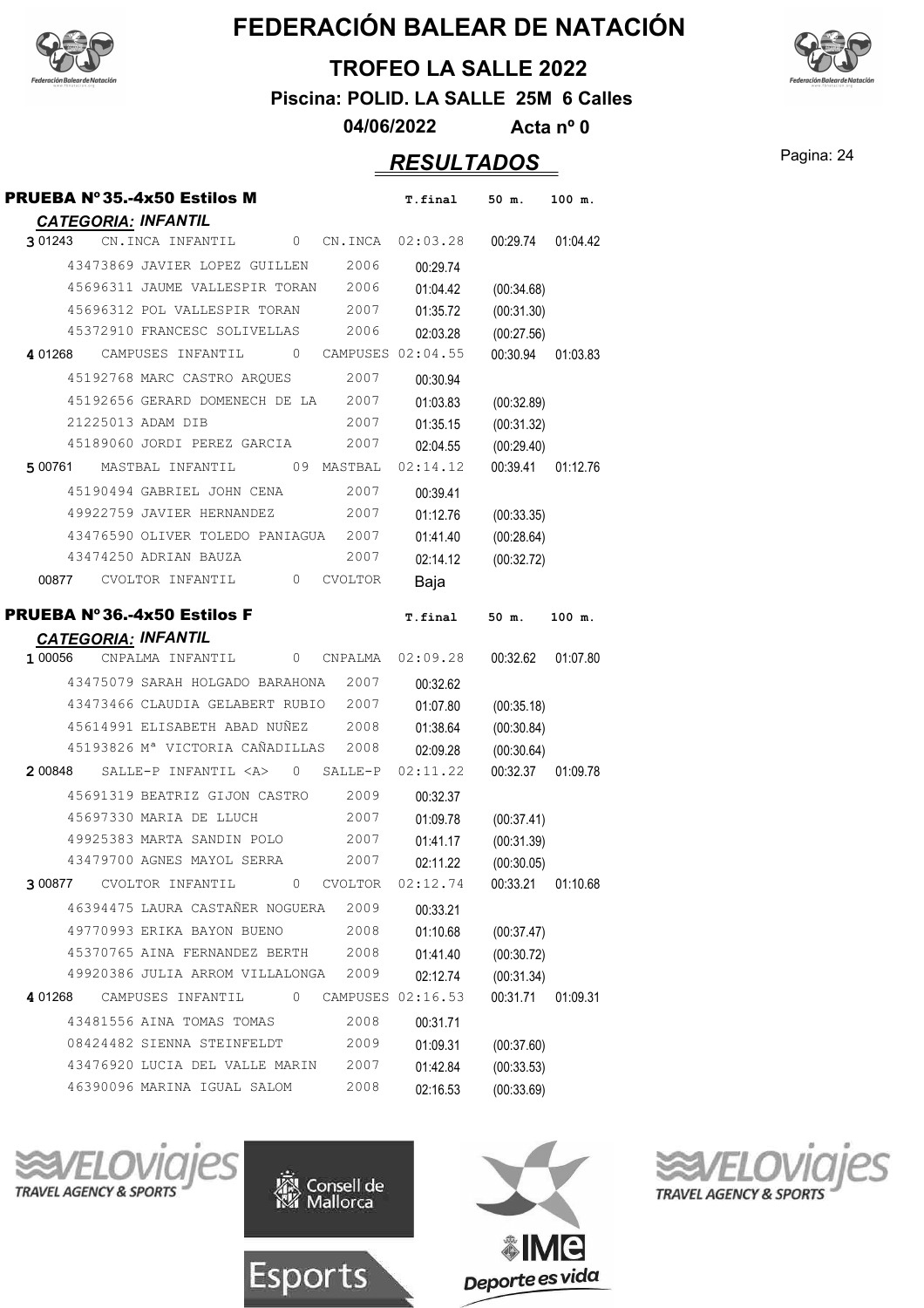# FEDERACIÓN BALEAR DE NATACIÓN

## TROFEO LA SALLE 2022

**Piscina: POLID. LA SALLE 25M 6 Calles**

**04/06/2022 Acta nº 0**

## *RESULTADOS*

### PRUEBA Nº 35.-4x50 Estilos M

*CATEGORIA: INFANTIL*

| | | | | T.final | 50 m. | 100 m. |
|---|---|---|---|---|---|---|
| 3 01243 | CN.INCA INFANTIL | 0 | CN.INCA | 02:03.28 | 00:29.74 | 01:04.42 |
| | 43473869 JAVIER LOPEZ GUILLEN | 2006 | | 00:29.74 | | |
| | 45696311 JAUME VALLESPIR TORAN | 2006 | | 01:04.42 | (00:34.68) | |
| | 45696312 POL VALLESPIR TORAN | 2007 | | 01:35.72 | (00:31.30) | |
| | 45372910 FRANCESC SOLIVELLAS | 2006 | | 02:03.28 | (00:27.56) | |
| 4 01268 | CAMPUSES INFANTIL | 0 | CAMPUSES | 02:04.55 | 00:30.94 | 01:03.83 |
| | 45192768 MARC CASTRO ARQUES | 2007 | | 00:30.94 | | |
| | 45192656 GERARD DOMENECH DE LA | 2007 | | 01:03.83 | (00:32.89) | |
| | 21225013 ADAM DIB | 2007 | | 01:35.15 | (00:31.32) | |
| | 45189060 JORDI PEREZ GARCIA | 2007 | | 02:04.55 | (00:29.40) | |
| 5 00761 | MASTBAL INFANTIL | 09 | MASTBAL | 02:14.12 | 00:39.41 | 01:12.76 |
| | 45190494 GABRIEL JOHN CENA | 2007 | | 00:39.41 | | |
| | 49922759 JAVIER HERNANDEZ | 2007 | | 01:12.76 | (00:33.35) | |
| | 43476590 OLIVER TOLEDO PANIAGUA | 2007 | | 01:41.40 | (00:28.64) | |
| | 43474250 ADRIAN BAUZA | 2007 | | 02:14.12 | (00:32.72) | |
| 00877 | CVOLTOR INFANTIL | 0 | CVOLTOR | Baja | | |

### PRUEBA Nº 36.-4x50 Estilos F

*CATEGORIA: INFANTIL*

| | | | | T.final | 50 m. | 100 m. |
|---|---|---|---|---|---|---|
| 1 00056 | CNPALMA INFANTIL | 0 | CNPALMA | 02:09.28 | 00:32.62 | 01:07.80 |
| | 43475079 SARAH HOLGADO BARAHONA | 2007 | | 00:32.62 | | |
| | 43473466 CLAUDIA GELABERT RUBIO | 2007 | | 01:07.80 | (00:35.18) | |
| | 45614991 ELISABETH ABAD NUÑEZ | 2008 | | 01:38.64 | (00:30.84) | |
| | 45193826 Mª VICTORIA CAÑADILLAS | 2008 | | 02:09.28 | (00:30.64) | |
| 2 00848 | SALLE-P INFANTIL <A> | 0 | SALLE-P | 02:11.22 | 00:32.37 | 01:09.78 |
| | 45691319 BEATRIZ GIJON CASTRO | 2009 | | 00:32.37 | | |
| | 45697330 MARIA DE LLUCH | 2007 | | 01:09.78 | (00:37.41) | |
| | 49925383 MARTA SANDIN POLO | 2007 | | 01:41.17 | (00:31.39) | |
| | 43479700 AGNES MAYOL SERRA | 2007 | | 02:11.22 | (00:30.05) | |
| 3 00877 | CVOLTOR INFANTIL | 0 | CVOLTOR | 02:12.74 | 00:33.21 | 01:10.68 |
| | 46394475 LAURA CASTAÑER NOGUERA | 2009 | | 00:33.21 | | |
| | 49770993 ERIKA BAYON BUENO | 2008 | | 01:10.68 | (00:37.47) | |
| | 45370765 AINA FERNANDEZ BERTH | 2008 | | 01:41.40 | (00:30.72) | |
| | 49920386 JULIA ARROM VILLALONGA | 2009 | | 02:12.74 | (00:31.34) | |
| 4 01268 | CAMPUSES INFANTIL | 0 | CAMPUSES | 02:16.53 | 00:31.71 | 01:09.31 |
| | 43481556 AINA TOMAS TOMAS | 2008 | | 00:31.71 | | |
| | 08424482 SIENNA STEINFELDT | 2009 | | 01:09.31 | (00:37.60) | |
| | 43476920 LUCIA DEL VALLE MARIN | 2007 | | 01:42.84 | (00:33.53) | |
| | 46390096 MARINA IGUAL SALOM | 2008 | | 02:16.53 | (00:33.69) | |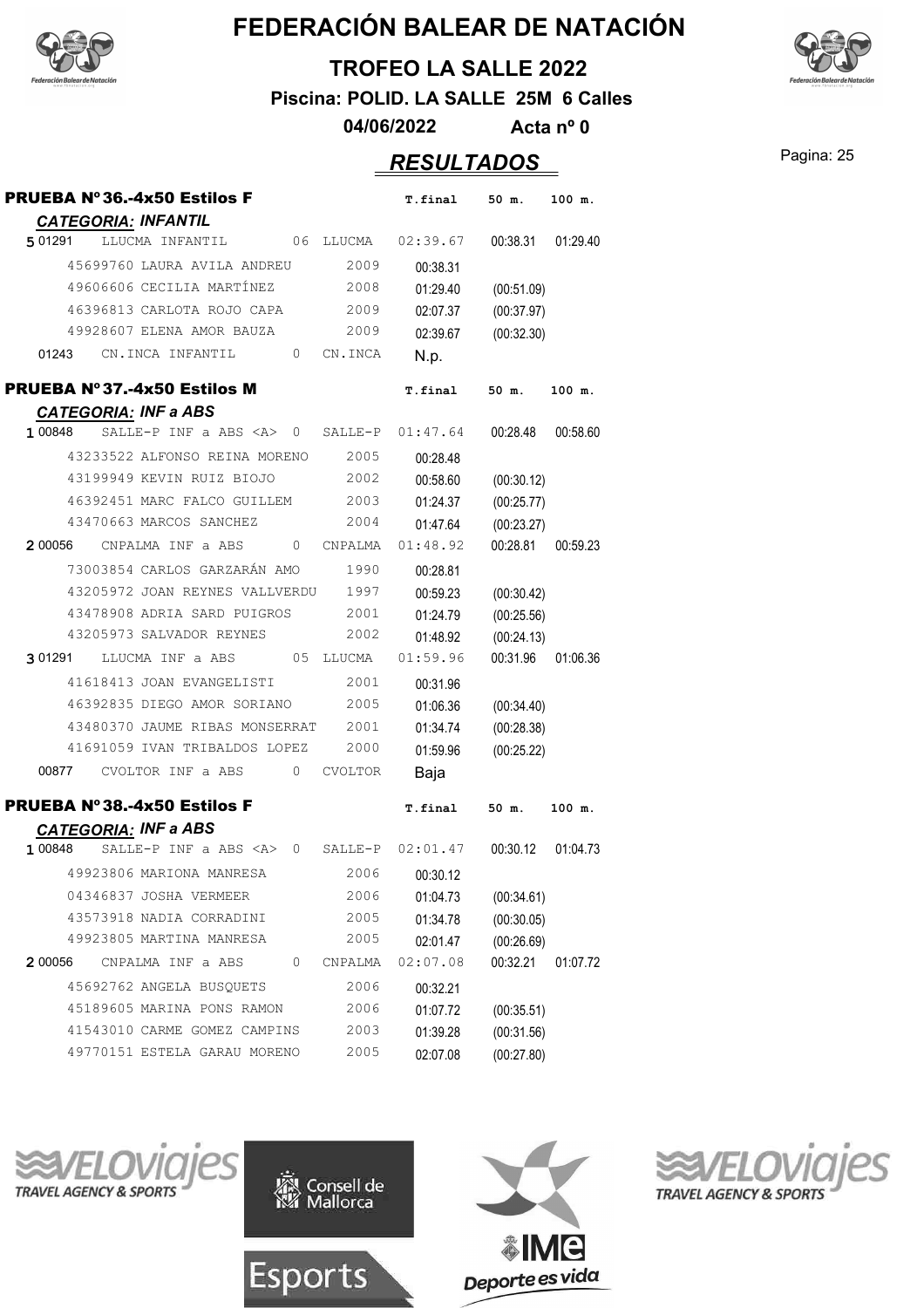# FEDERACIÓN BALEAR DE NATACIÓN

## TROFEO LA SALLE 2022

**Piscina: POLID. LA SALLE 25M 6 Calles**

**04/06/2022 Acta nº 0**

## *RESULTADOS*

### PRUEBA Nº36.-4x50 Estilos F

***CATEGORIA: INFANTIL***

| | | | | T.final | 50 m. | 100 m. |
|---|---|---|---|---|---|---|
| 5 01291 | LLUCMA INFANTIL | 06 | LLUCMA | 02:39.67 | 00:38.31 | 01:29.40 |
| | 45699760 LAURA AVILA ANDREU | 2009 | | 00:38.31 | | |
| | 49606606 CECILIA MARTÍNEZ | 2008 | | 01:29.40 | (00:51.09) | |
| | 46396813 CARLOTA ROJO CAPA | 2009 | | 02:07.37 | (00:37.97) | |
| | 49928607 ELENA AMOR BAUZA | 2009 | | 02:39.67 | (00:32.30) | |
| 01243 | CN.INCA INFANTIL | 0 | CN.INCA | N.p. | | |

### PRUEBA Nº37.-4x50 Estilos M

***CATEGORIA: INF a ABS***

| | | | | T.final | 50 m. | 100 m. |
|---|---|---|---|---|---|---|
| 1 00848 | SALLE-P INF a ABS <A> | 0 | SALLE-P | 01:47.64 | 00:28.48 | 00:58.60 |
| | 43233522 ALFONSO REINA MORENO | 2005 | | 00:28.48 | | |
| | 43199949 KEVIN RUIZ BIOJO | 2002 | | 00:58.60 | (00:30.12) | |
| | 46392451 MARC FALCO GUILLEM | 2003 | | 01:24.37 | (00:25.77) | |
| | 43470663 MARCOS SANCHEZ | 2004 | | 01:47.64 | (00:23.27) | |
| 2 00056 | CNPALMA INF a ABS | 0 | CNPALMA | 01:48.92 | 00:28.81 | 00:59.23 |
| | 73003854 CARLOS GARZARÁN AMO | 1990 | | 00:28.81 | | |
| | 43205972 JOAN REYNES VALLVERDU | 1997 | | 00:59.23 | (00:30.42) | |
| | 43478908 ADRIA SARD PUIGROS | 2001 | | 01:24.79 | (00:25.56) | |
| | 43205973 SALVADOR REYNES | 2002 | | 01:48.92 | (00:24.13) | |
| 3 01291 | LLUCMA INF a ABS | 05 | LLUCMA | 01:59.96 | 00:31.96 | 01:06.36 |
| | 41618413 JOAN EVANGELISTI | 2001 | | 00:31.96 | | |
| | 46392835 DIEGO AMOR SORIANO | 2005 | | 01:06.36 | (00:34.40) | |
| | 43480370 JAUME RIBAS MONSERRAT | 2001 | | 01:34.74 | (00:28.38) | |
| | 41691059 IVAN TRIBALDOS LOPEZ | 2000 | | 01:59.96 | (00:25.22) | |
| 00877 | CVOLTOR INF a ABS | 0 | CVOLTOR | Baja | | |

### PRUEBA Nº38.-4x50 Estilos F

***CATEGORIA: INF a ABS***

| | | | | T.final | 50 m. | 100 m. |
|---|---|---|---|---|---|---|
| 1 00848 | SALLE-P INF a ABS <A> | 0 | SALLE-P | 02:01.47 | 00:30.12 | 01:04.73 |
| | 49923806 MARIONA MANRESA | 2006 | | 00:30.12 | | |
| | 04346837 JOSHA VERMEER | 2006 | | 01:04.73 | (00:34.61) | |
| | 43573918 NADIA CORRADINI | 2005 | | 01:34.78 | (00:30.05) | |
| | 49923805 MARTINA MANRESA | 2005 | | 02:01.47 | (00:26.69) | |
| 2 00056 | CNPALMA INF a ABS | 0 | CNPALMA | 02:07.08 | 00:32.21 | 01:07.72 |
| | 45692762 ANGELA BUSQUETS | 2006 | | 00:32.21 | | |
| | 45189605 MARINA PONS RAMON | 2006 | | 01:07.72 | (00:35.51) | |
| | 41543010 CARME GOMEZ CAMPINS | 2003 | | 01:39.28 | (00:31.56) | |
| | 49770151 ESTELA GARAU MORENO | 2005 | | 02:07.08 | (00:27.80) | |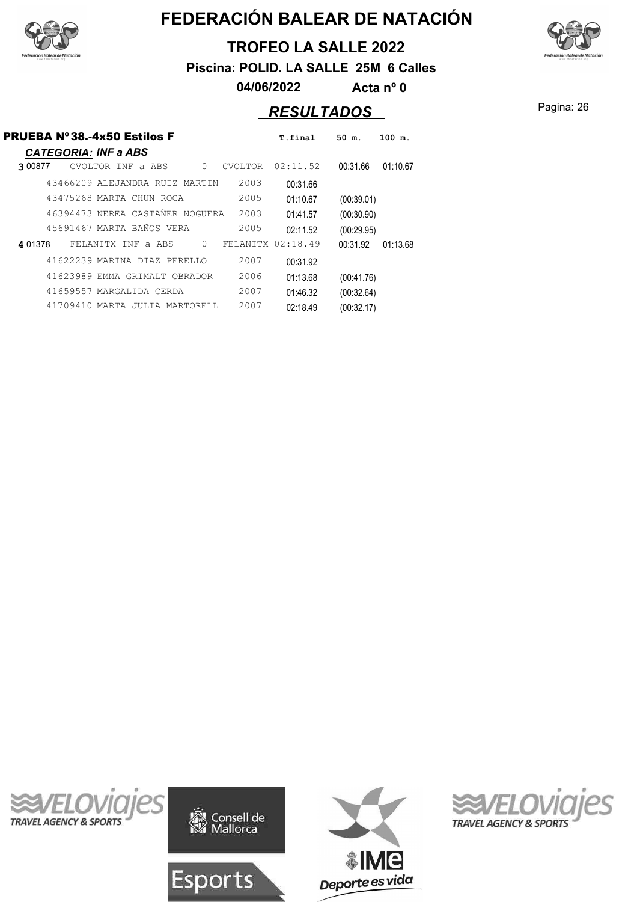# FEDERACIÓN BALEAR DE NATACIÓN

## TROFEO LA SALLE 2022

**Piscina: POLID. LA SALLE 25M 6 Calles**

**04/06/2022 Acta nº 0**

## *RESULTADOS*

### PRUEBA Nº 38.-4x50 Estilos F

*CATEGORIA: INF a ABS*

| | | | | T.final | 50 m. | 100 m. |
|---|---|---|---|---|---|---|
| **3** 00877 | CVOLTOR INF a ABS | 0 | CVOLTOR | 02:11.52 | 00:31.66 | 01:10.67 |
| | 43466209 ALEJANDRA RUIZ MARTIN | 2003 | | 00:31.66 | | |
| | 43475268 MARTA CHUN ROCA | 2005 | | 01:10.67 | (00:39.01) | |
| | 46394473 NEREA CASTAÑER NOGUERA | 2003 | | 01:41.57 | (00:30.90) | |
| | 45691467 MARTA BAÑOS VERA | 2005 | | 02:11.52 | (00:29.95) | |
| **4** 01378 | FELANITX INF a ABS | 0 | FELANITX | 02:18.49 | 00:31.92 | 01:13.68 |
| | 41622239 MARINA DIAZ PERELLO | 2007 | | 00:31.92 | | |
| | 41623989 EMMA GRIMALT OBRADOR | 2006 | | 01:13.68 | (00:41.76) | |
| | 41659557 MARGALIDA CERDA | 2007 | | 01:46.32 | (00:32.64) | |
| | 41709410 MARTA JULIA MARTORELL | 2007 | | 02:18.49 | (00:32.17) | |